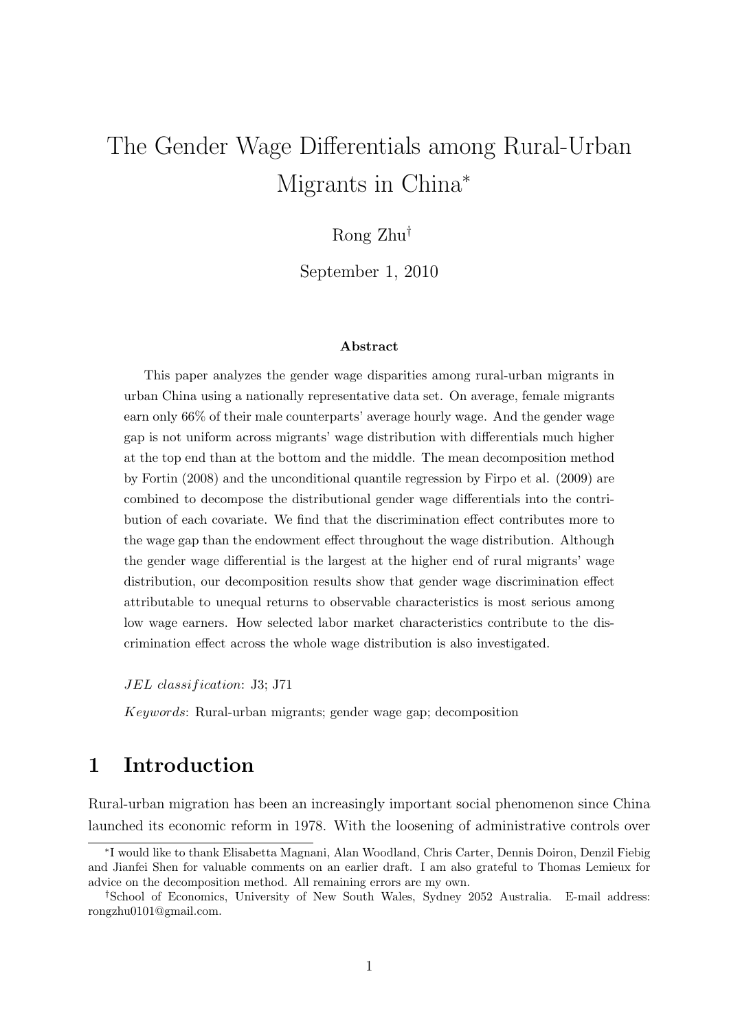# The Gender Wage Differentials among Rural-Urban Migrants in China*

Rong Zhu†

September 1, 2010

### Abstract

This paper analyzes the gender wage disparities among rural-urban migrants in urban China using a nationally representative data set. On average, female migrants earn only 66% of their male counterparts' average hourly wage. And the gender wage gap is not uniform across migrants' wage distribution with differentials much higher at the top end than at the bottom and the middle. The mean decomposition method by Fortin (2008) and the unconditional quantile regression by Firpo et al. (2009) are combined to decompose the distributional gender wage differentials into the contribution of each covariate. We find that the discrimination effect contributes more to the wage gap than the endowment effect throughout the wage distribution. Although the gender wage differential is the largest at the higher end of rural migrants' wage distribution, our decomposition results show that gender wage discrimination effect attributable to unequal returns to observable characteristics is most serious among low wage earners. How selected labor market characteristics contribute to the discrimination effect across the whole wage distribution is also investigated.

*JEL classification*: J3; J71

*Keywords*: Rural-urban migrants; gender wage gap; decomposition

## 1 Introduction

Rural-urban migration has been an increasingly important social phenomenon since China launched its economic reform in 1978. With the loosening of administrative controls over

---

*I would like to thank Elisabetta Magnani, Alan Woodland, Chris Carter, Dennis Doiron, Denzil Fiebig and Jianfei Shen for valuable comments on an earlier draft. I am also grateful to Thomas Lemieux for advice on the decomposition method. All remaining errors are my own.

†School of Economics, University of New South Wales, Sydney 2052 Australia. E-mail address: rongzhu0101@gmail.com.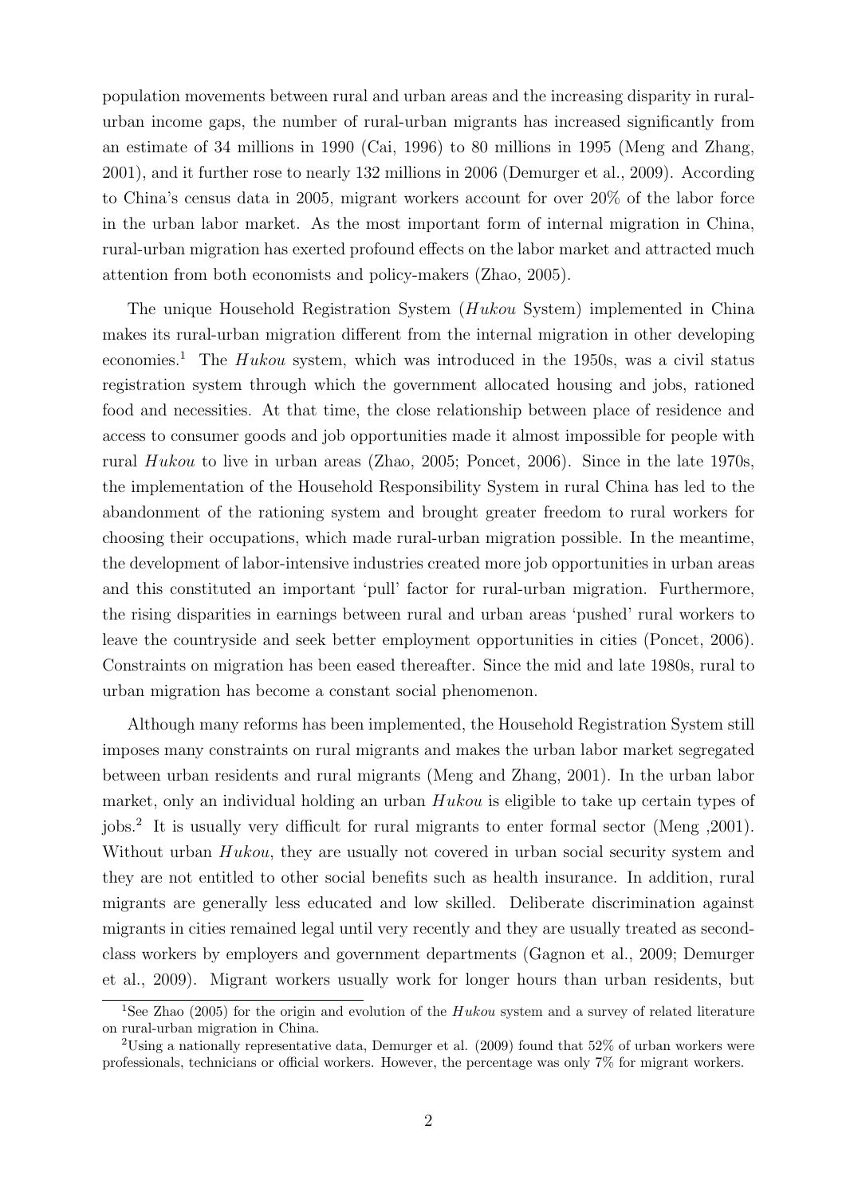population movements between rural and urban areas and the increasing disparity in rural-urban income gaps, the number of rural-urban migrants has increased significantly from an estimate of 34 millions in 1990 (Cai, 1996) to 80 millions in 1995 (Meng and Zhang, 2001), and it further rose to nearly 132 millions in 2006 (Demurger et al., 2009). According to China's census data in 2005, migrant workers account for over 20% of the labor force in the urban labor market. As the most important form of internal migration in China, rural-urban migration has exerted profound effects on the labor market and attracted much attention from both economists and policy-makers (Zhao, 2005).

The unique Household Registration System (*Hukou* System) implemented in China makes its rural-urban migration different from the internal migration in other developing economies.[1] The *Hukou* system, which was introduced in the 1950s, was a civil status registration system through which the government allocated housing and jobs, rationed food and necessities. At that time, the close relationship between place of residence and access to consumer goods and job opportunities made it almost impossible for people with rural *Hukou* to live in urban areas (Zhao, 2005; Poncet, 2006). Since in the late 1970s, the implementation of the Household Responsibility System in rural China has led to the abandonment of the rationing system and brought greater freedom to rural workers for choosing their occupations, which made rural-urban migration possible. In the meantime, the development of labor-intensive industries created more job opportunities in urban areas and this constituted an important 'pull' factor for rural-urban migration. Furthermore, the rising disparities in earnings between rural and urban areas 'pushed' rural workers to leave the countryside and seek better employment opportunities in cities (Poncet, 2006). Constraints on migration has been eased thereafter. Since the mid and late 1980s, rural to urban migration has become a constant social phenomenon.

Although many reforms has been implemented, the Household Registration System still imposes many constraints on rural migrants and makes the urban labor market segregated between urban residents and rural migrants (Meng and Zhang, 2001). In the urban labor market, only an individual holding an urban *Hukou* is eligible to take up certain types of jobs.[2] It is usually very difficult for rural migrants to enter formal sector (Meng ,2001). Without urban *Hukou*, they are usually not covered in urban social security system and they are not entitled to other social benefits such as health insurance. In addition, rural migrants are generally less educated and low skilled. Deliberate discrimination against migrants in cities remained legal until very recently and they are usually treated as second-class workers by employers and government departments (Gagnon et al., 2009; Demurger et al., 2009). Migrant workers usually work for longer hours than urban residents, but

[1] See Zhao (2005) for the origin and evolution of the *Hukou* system and a survey of related literature on rural-urban migration in China.

[2] Using a nationally representative data, Demurger et al. (2009) found that 52% of urban workers were professionals, technicians or official workers. However, the percentage was only 7% for migrant workers.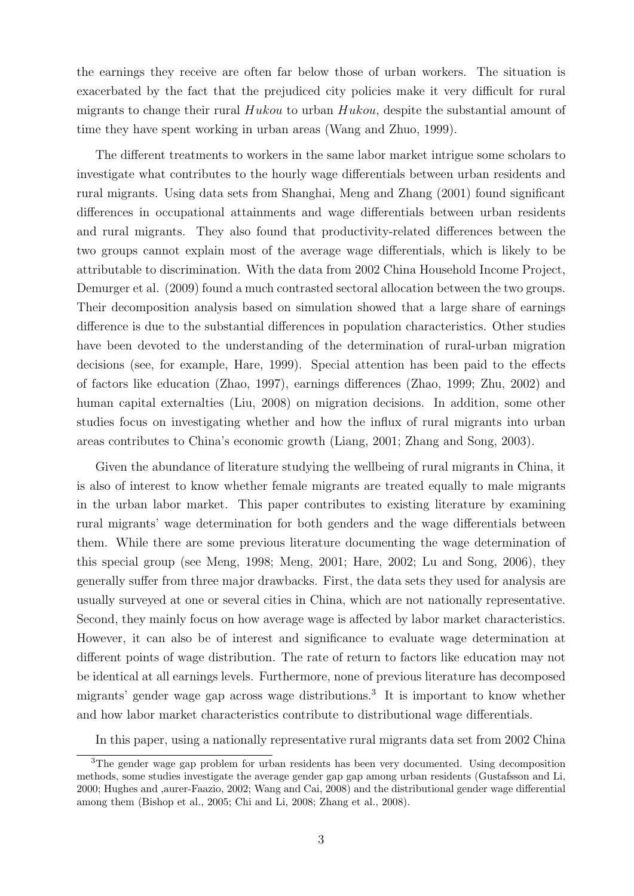the earnings they receive are often far below those of urban workers. The situation is exacerbated by the fact that the prejudiced city policies make it very difficult for rural migrants to change their rural *Hukou* to urban *Hukou*, despite the substantial amount of time they have spent working in urban areas (Wang and Zhuo, 1999).

The different treatments to workers in the same labor market intrigue some scholars to investigate what contributes to the hourly wage differentials between urban residents and rural migrants. Using data sets from Shanghai, Meng and Zhang (2001) found significant differences in occupational attainments and wage differentials between urban residents and rural migrants. They also found that productivity-related differences between the two groups cannot explain most of the average wage differentials, which is likely to be attributable to discrimination. With the data from 2002 China Household Income Project, Demurger et al. (2009) found a much contrasted sectoral allocation between the two groups. Their decomposition analysis based on simulation showed that a large share of earnings difference is due to the substantial differences in population characteristics. Other studies have been devoted to the understanding of the determination of rural-urban migration decisions (see, for example, Hare, 1999). Special attention has been paid to the effects of factors like education (Zhao, 1997), earnings differences (Zhao, 1999; Zhu, 2002) and human capital externalties (Liu, 2008) on migration decisions. In addition, some other studies focus on investigating whether and how the influx of rural migrants into urban areas contributes to China's economic growth (Liang, 2001; Zhang and Song, 2003).

Given the abundance of literature studying the wellbeing of rural migrants in China, it is also of interest to know whether female migrants are treated equally to male migrants in the urban labor market. This paper contributes to existing literature by examining rural migrants' wage determination for both genders and the wage differentials between them. While there are some previous literature documenting the wage determination of this special group (see Meng, 1998; Meng, 2001; Hare, 2002; Lu and Song, 2006), they generally suffer from three major drawbacks. First, the data sets they used for analysis are usually surveyed at one or several cities in China, which are not nationally representative. Second, they mainly focus on how average wage is affected by labor market characteristics. However, it can also be of interest and significance to evaluate wage determination at different points of wage distribution. The rate of return to factors like education may not be identical at all earnings levels. Furthermore, none of previous literature has decomposed migrants' gender wage gap across wage distributions.[3] It is important to know whether and how labor market characteristics contribute to distributional wage differentials.

In this paper, using a nationally representative rural migrants data set from 2002 China

[3] The gender wage gap problem for urban residents has been very documented. Using decomposition methods, some studies investigate the average gender gap gap among urban residents (Gustafsson and Li, 2000; Hughes and ,aurer-Faazio, 2002; Wang and Cai, 2008) and the distributional gender wage differential among them (Bishop et al., 2005; Chi and Li, 2008; Zhang et al., 2008).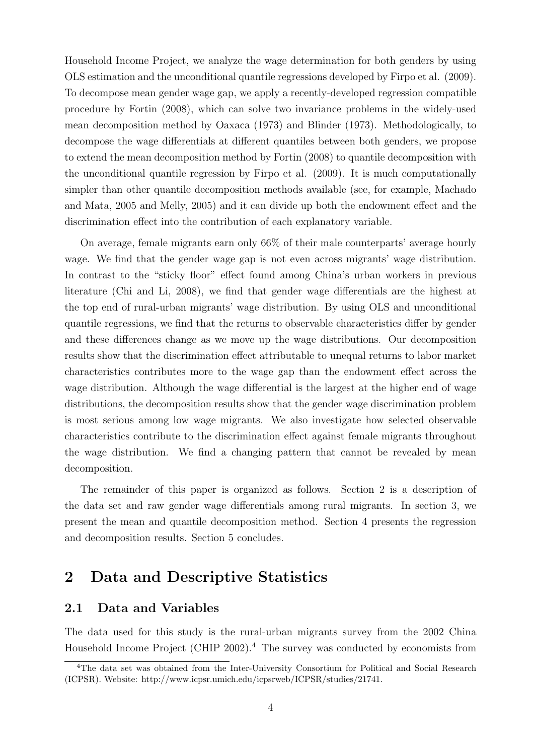Household Income Project, we analyze the wage determination for both genders by using OLS estimation and the unconditional quantile regressions developed by Firpo et al. (2009). To decompose mean gender wage gap, we apply a recently-developed regression compatible procedure by Fortin (2008), which can solve two invariance problems in the widely-used mean decomposition method by Oaxaca (1973) and Blinder (1973). Methodologically, to decompose the wage differentials at different quantiles between both genders, we propose to extend the mean decomposition method by Fortin (2008) to quantile decomposition with the unconditional quantile regression by Firpo et al. (2009). It is much computationally simpler than other quantile decomposition methods available (see, for example, Machado and Mata, 2005 and Melly, 2005) and it can divide up both the endowment effect and the discrimination effect into the contribution of each explanatory variable.

On average, female migrants earn only 66% of their male counterparts' average hourly wage. We find that the gender wage gap is not even across migrants' wage distribution. In contrast to the "sticky floor" effect found among China's urban workers in previous literature (Chi and Li, 2008), we find that gender wage differentials are the highest at the top end of rural-urban migrants' wage distribution. By using OLS and unconditional quantile regressions, we find that the returns to observable characteristics differ by gender and these differences change as we move up the wage distributions. Our decomposition results show that the discrimination effect attributable to unequal returns to labor market characteristics contributes more to the wage gap than the endowment effect across the wage distribution. Although the wage differential is the largest at the higher end of wage distributions, the decomposition results show that the gender wage discrimination problem is most serious among low wage migrants. We also investigate how selected observable characteristics contribute to the discrimination effect against female migrants throughout the wage distribution. We find a changing pattern that cannot be revealed by mean decomposition.

The remainder of this paper is organized as follows. Section 2 is a description of the data set and raw gender wage differentials among rural migrants. In section 3, we present the mean and quantile decomposition method. Section 4 presents the regression and decomposition results. Section 5 concludes.

## 2 Data and Descriptive Statistics

### 2.1 Data and Variables

The data used for this study is the rural-urban migrants survey from the 2002 China Household Income Project (CHIP 2002).[4] The survey was conducted by economists from

[4]The data set was obtained from the Inter-University Consortium for Political and Social Research (ICPSR). Website: http://www.icpsr.umich.edu/icpsrweb/ICPSR/studies/21741.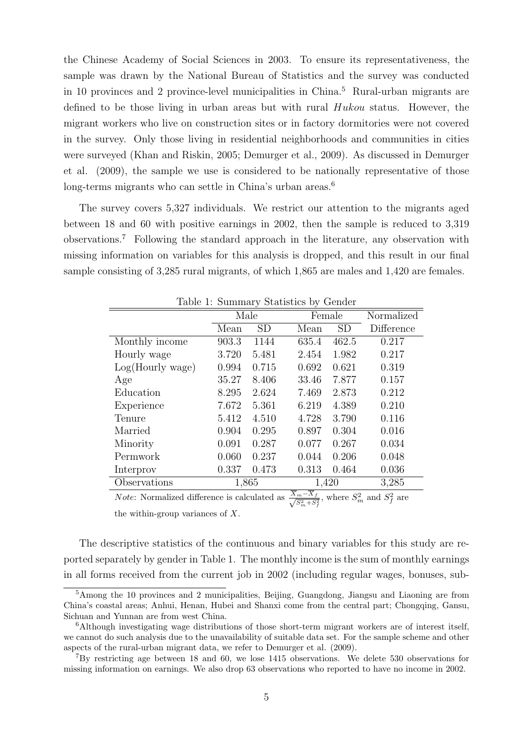the Chinese Academy of Social Sciences in 2003. To ensure its representativeness, the sample was drawn by the National Bureau of Statistics and the survey was conducted in 10 provinces and 2 province-level municipalities in China.[5] Rural-urban migrants are defined to be those living in urban areas but with rural *Hukou* status. However, the migrant workers who live on construction sites or in factory dormitories were not covered in the survey. Only those living in residential neighborhoods and communities in cities were surveyed (Khan and Riskin, 2005; Demurger et al., 2009). As discussed in Demurger et al. (2009), the sample we use is considered to be nationally representative of those long-terms migrants who can settle in China's urban areas.[6]

The survey covers 5,327 individuals. We restrict our attention to the migrants aged between 18 and 60 with positive earnings in 2002, then the sample is reduced to 3,319 observations.[7] Following the standard approach in the literature, any observation with missing information on variables for this analysis is dropped, and this result in our final sample consisting of 3,285 rural migrants, of which 1,865 are males and 1,420 are females.

Table 1: Summary Statistics by Gender

| | Male | | Female | | Normalized |
|---|---|---|---|---|---|
| | Mean | SD | Mean | SD | Difference |
| Monthly income | 903.3 | 1144 | 635.4 | 462.5 | 0.217 |
| Hourly wage | 3.720 | 5.481 | 2.454 | 1.982 | 0.217 |
| Log(Hourly wage) | 0.994 | 0.715 | 0.692 | 0.621 | 0.319 |
| Age | 35.27 | 8.406 | 33.46 | 7.877 | 0.157 |
| Education | 8.295 | 2.624 | 7.469 | 2.873 | 0.212 |
| Experience | 7.672 | 5.361 | 6.219 | 4.389 | 0.210 |
| Tenure | 5.412 | 4.510 | 4.728 | 3.790 | 0.116 |
| Married | 0.904 | 0.295 | 0.897 | 0.304 | 0.016 |
| Minority | 0.091 | 0.287 | 0.077 | 0.267 | 0.034 |
| Permwork | 0.060 | 0.237 | 0.044 | 0.206 | 0.048 |
| Interprov | 0.337 | 0.473 | 0.313 | 0.464 | 0.036 |
| Observations | 1,865 | | 1,420 | | 3,285 |

*Note*: Normalized difference is calculated as $\frac{\overline{X}_m - \overline{X}_f}{\sqrt{S_m^2 + S_f^2}}$, where $S_m^2$ and $S_f^2$ are the within-group variances of $X$.

The descriptive statistics of the continuous and binary variables for this study are reported separately by gender in Table 1. The monthly income is the sum of monthly earnings in all forms received from the current job in 2002 (including regular wages, bonuses, sub-

[5] Among the 10 provinces and 2 municipalities, Beijing, Guangdong, Jiangsu and Liaoning are from China's coastal areas; Anhui, Henan, Hubei and Shanxi come from the central part; Chongqing, Gansu, Sichuan and Yunnan are from west China.

[6] Although investigating wage distributions of those short-term migrant workers are of interest itself, we cannot do such analysis due to the unavailability of suitable data set. For the sample scheme and other aspects of the rural-urban migrant data, we refer to Demurger et al. (2009).

[7] By restricting age between 18 and 60, we lose 1415 observations. We delete 530 observations for missing information on earnings. We also drop 63 observations who reported to have no income in 2002.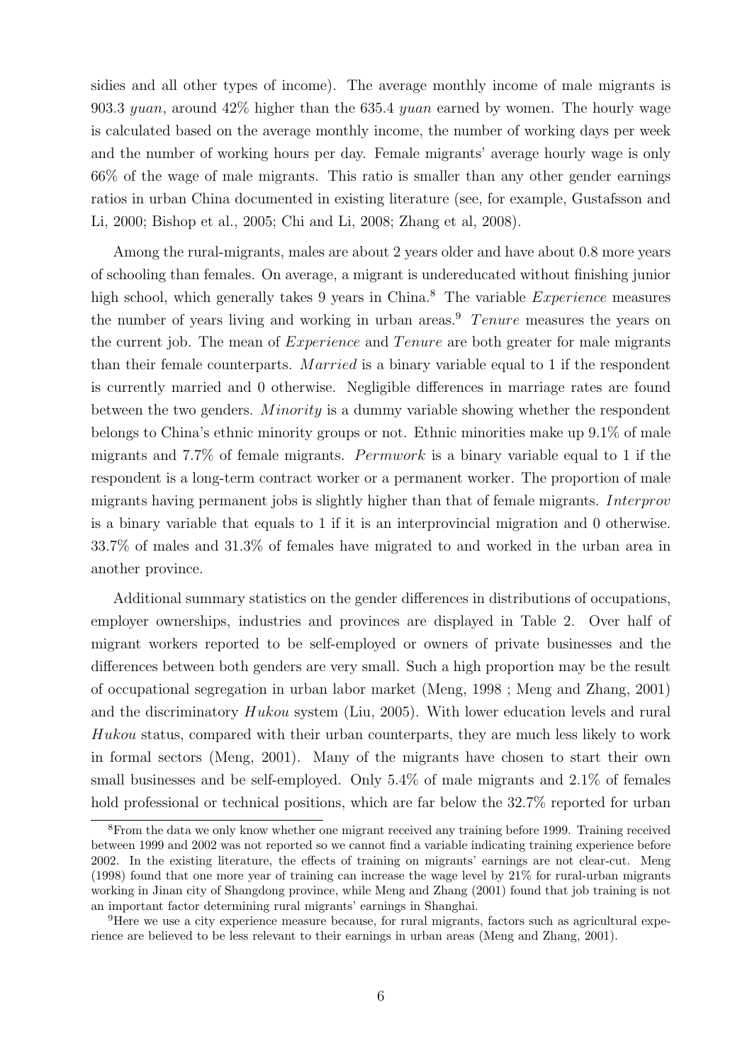sidies and all other types of income). The average monthly income of male migrants is 903.3 *yuan*, around 42% higher than the 635.4 *yuan* earned by women. The hourly wage is calculated based on the average monthly income, the number of working days per week and the number of working hours per day. Female migrants' average hourly wage is only 66% of the wage of male migrants. This ratio is smaller than any other gender earnings ratios in urban China documented in existing literature (see, for example, Gustafsson and Li, 2000; Bishop et al., 2005; Chi and Li, 2008; Zhang et al, 2008).

Among the rural-migrants, males are about 2 years older and have about 0.8 more years of schooling than females. On average, a migrant is undereducated without finishing junior high school, which generally takes 9 years in China.[8] The variable *Experience* measures the number of years living and working in urban areas.[9] *Tenure* measures the years on the current job. The mean of *Experience* and *Tenure* are both greater for male migrants than their female counterparts. *Married* is a binary variable equal to 1 if the respondent is currently married and 0 otherwise. Negligible differences in marriage rates are found between the two genders. *Minority* is a dummy variable showing whether the respondent belongs to China's ethnic minority groups or not. Ethnic minorities make up 9.1% of male migrants and 7.7% of female migrants. *Permwork* is a binary variable equal to 1 if the respondent is a long-term contract worker or a permanent worker. The proportion of male migrants having permanent jobs is slightly higher than that of female migrants. *Interprov* is a binary variable that equals to 1 if it is an interprovincial migration and 0 otherwise. 33.7% of males and 31.3% of females have migrated to and worked in the urban area in another province.

Additional summary statistics on the gender differences in distributions of occupations, employer ownerships, industries and provinces are displayed in Table 2. Over half of migrant workers reported to be self-employed or owners of private businesses and the differences between both genders are very small. Such a high proportion may be the result of occupational segregation in urban labor market (Meng, 1998 ; Meng and Zhang, 2001) and the discriminatory *Hukou* system (Liu, 2005). With lower education levels and rural *Hukou* status, compared with their urban counterparts, they are much less likely to work in formal sectors (Meng, 2001). Many of the migrants have chosen to start their own small businesses and be self-employed. Only 5.4% of male migrants and 2.1% of females hold professional or technical positions, which are far below the 32.7% reported for urban

[8] From the data we only know whether one migrant received any training before 1999. Training received between 1999 and 2002 was not reported so we cannot find a variable indicating training experience before 2002. In the existing literature, the effects of training on migrants' earnings are not clear-cut. Meng (1998) found that one more year of training can increase the wage level by 21% for rural-urban migrants working in Jinan city of Shangdong province, while Meng and Zhang (2001) found that job training is not an important factor determining rural migrants' earnings in Shanghai.

[9] Here we use a city experience measure because, for rural migrants, factors such as agricultural experience are believed to be less relevant to their earnings in urban areas (Meng and Zhang, 2001).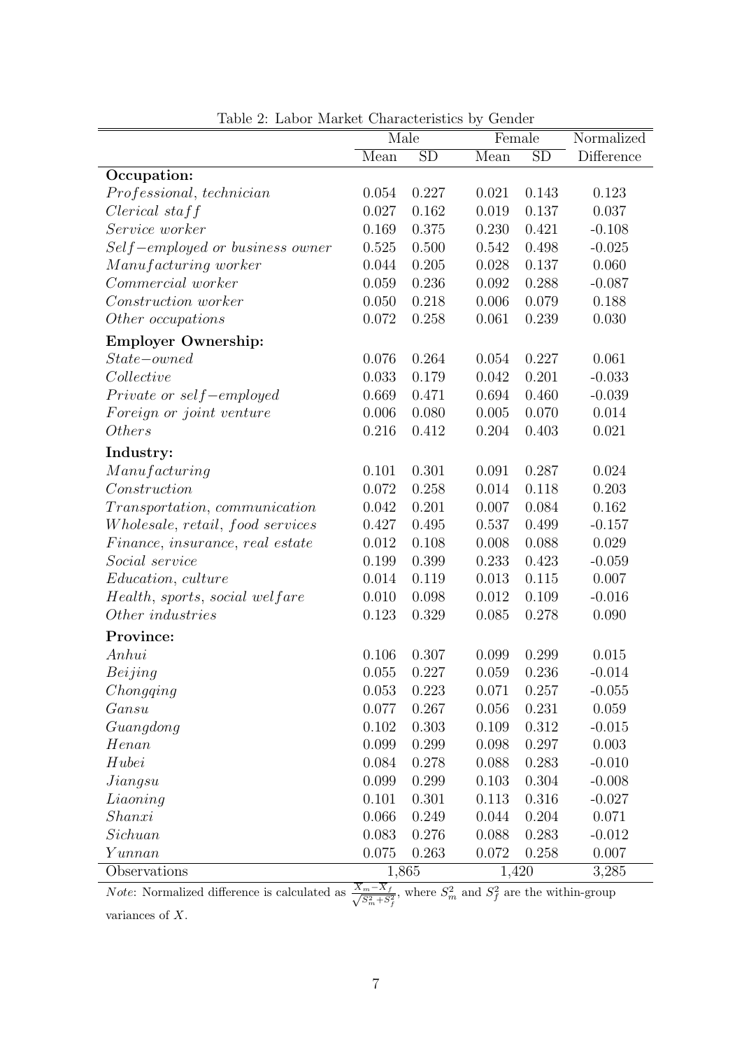Table 2: Labor Market Characteristics by Gender

| | Male | | Female | | Normalized |
|---|---|---|---|---|---|
| | Mean | SD | Mean | SD | Difference |
| **Occupation:** | | | | | |
| *Professional, technician* | 0.054 | 0.227 | 0.021 | 0.143 | 0.123 |
| *Clerical staff* | 0.027 | 0.162 | 0.019 | 0.137 | 0.037 |
| *Service worker* | 0.169 | 0.375 | 0.230 | 0.421 | -0.108 |
| *Self−employed or business owner* | 0.525 | 0.500 | 0.542 | 0.498 | -0.025 |
| *Manufacturing worker* | 0.044 | 0.205 | 0.028 | 0.137 | 0.060 |
| *Commercial worker* | 0.059 | 0.236 | 0.092 | 0.288 | -0.087 |
| *Construction worker* | 0.050 | 0.218 | 0.006 | 0.079 | 0.188 |
| *Other occupations* | 0.072 | 0.258 | 0.061 | 0.239 | 0.030 |
| **Employer Ownership:** | | | | | |
| *State−owned* | 0.076 | 0.264 | 0.054 | 0.227 | 0.061 |
| *Collective* | 0.033 | 0.179 | 0.042 | 0.201 | -0.033 |
| *Private or self−employed* | 0.669 | 0.471 | 0.694 | 0.460 | -0.039 |
| *Foreign or joint venture* | 0.006 | 0.080 | 0.005 | 0.070 | 0.014 |
| *Others* | 0.216 | 0.412 | 0.204 | 0.403 | 0.021 |
| **Industry:** | | | | | |
| *Manufacturing* | 0.101 | 0.301 | 0.091 | 0.287 | 0.024 |
| *Construction* | 0.072 | 0.258 | 0.014 | 0.118 | 0.203 |
| *Transportation, communication* | 0.042 | 0.201 | 0.007 | 0.084 | 0.162 |
| *Wholesale, retail, food services* | 0.427 | 0.495 | 0.537 | 0.499 | -0.157 |
| *Finance, insurance, real estate* | 0.012 | 0.108 | 0.008 | 0.088 | 0.029 |
| *Social service* | 0.199 | 0.399 | 0.233 | 0.423 | -0.059 |
| *Education, culture* | 0.014 | 0.119 | 0.013 | 0.115 | 0.007 |
| *Health, sports, social welfare* | 0.010 | 0.098 | 0.012 | 0.109 | -0.016 |
| *Other industries* | 0.123 | 0.329 | 0.085 | 0.278 | 0.090 |
| **Province:** | | | | | |
| *Anhui* | 0.106 | 0.307 | 0.099 | 0.299 | 0.015 |
| *Beijing* | 0.055 | 0.227 | 0.059 | 0.236 | -0.014 |
| *Chongqing* | 0.053 | 0.223 | 0.071 | 0.257 | -0.055 |
| *Gansu* | 0.077 | 0.267 | 0.056 | 0.231 | 0.059 |
| *Guangdong* | 0.102 | 0.303 | 0.109 | 0.312 | -0.015 |
| *Henan* | 0.099 | 0.299 | 0.098 | 0.297 | 0.003 |
| *Hubei* | 0.084 | 0.278 | 0.088 | 0.283 | -0.010 |
| *Jiangsu* | 0.099 | 0.299 | 0.103 | 0.304 | -0.008 |
| *Liaoning* | 0.101 | 0.301 | 0.113 | 0.316 | -0.027 |
| *Shanxi* | 0.066 | 0.249 | 0.044 | 0.204 | 0.071 |
| *Sichuan* | 0.083 | 0.276 | 0.088 | 0.283 | -0.012 |
| *Yunnan* | 0.075 | 0.263 | 0.072 | 0.258 | 0.007 |
| Observations | 1,865 | | 1,420 | | 3,285 |

*Note*: Normalized difference is calculated as $\frac{\bar{X}_m - \bar{X}_f}{\sqrt{S_m^2 + S_f^2}}$, where $S_m^2$ and $S_f^2$ are the within-group variances of $X$.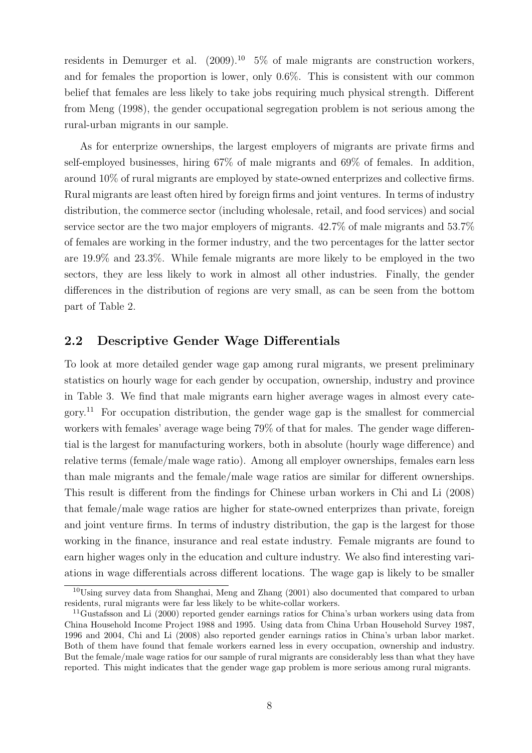residents in Demurger et al. (2009).[10] 5% of male migrants are construction workers, and for females the proportion is lower, only 0.6%. This is consistent with our common belief that females are less likely to take jobs requiring much physical strength. Different from Meng (1998), the gender occupational segregation problem is not serious among the rural-urban migrants in our sample.

As for enterprize ownerships, the largest employers of migrants are private firms and self-employed businesses, hiring 67% of male migrants and 69% of females. In addition, around 10% of rural migrants are employed by state-owned enterprizes and collective firms. Rural migrants are least often hired by foreign firms and joint ventures. In terms of industry distribution, the commerce sector (including wholesale, retail, and food services) and social service sector are the two major employers of migrants. 42.7% of male migrants and 53.7% of females are working in the former industry, and the two percentages for the latter sector are 19.9% and 23.3%. While female migrants are more likely to be employed in the two sectors, they are less likely to work in almost all other industries. Finally, the gender differences in the distribution of regions are very small, as can be seen from the bottom part of Table 2.

## 2.2 Descriptive Gender Wage Differentials

To look at more detailed gender wage gap among rural migrants, we present preliminary statistics on hourly wage for each gender by occupation, ownership, industry and province in Table 3. We find that male migrants earn higher average wages in almost every category.[11] For occupation distribution, the gender wage gap is the smallest for commercial workers with females' average wage being 79% of that for males. The gender wage differential is the largest for manufacturing workers, both in absolute (hourly wage difference) and relative terms (female/male wage ratio). Among all employer ownerships, females earn less than male migrants and the female/male wage ratios are similar for different ownerships. This result is different from the findings for Chinese urban workers in Chi and Li (2008) that female/male wage ratios are higher for state-owned enterprizes than private, foreign and joint venture firms. In terms of industry distribution, the gap is the largest for those working in the finance, insurance and real estate industry. Female migrants are found to earn higher wages only in the education and culture industry. We also find interesting variations in wage differentials across different locations. The wage gap is likely to be smaller

---

[10] Using survey data from Shanghai, Meng and Zhang (2001) also documented that compared to urban residents, rural migrants were far less likely to be white-collar workers.

[11] Gustafsson and Li (2000) reported gender earnings ratios for China's urban workers using data from China Household Income Project 1988 and 1995. Using data from China Urban Household Survey 1987, 1996 and 2004, Chi and Li (2008) also reported gender earnings ratios in China's urban labor market. Both of them have found that female workers earned less in every occupation, ownership and industry. But the female/male wage ratios for our sample of rural migrants are considerably less than what they have reported. This might indicates that the gender wage gap problem is more serious among rural migrants.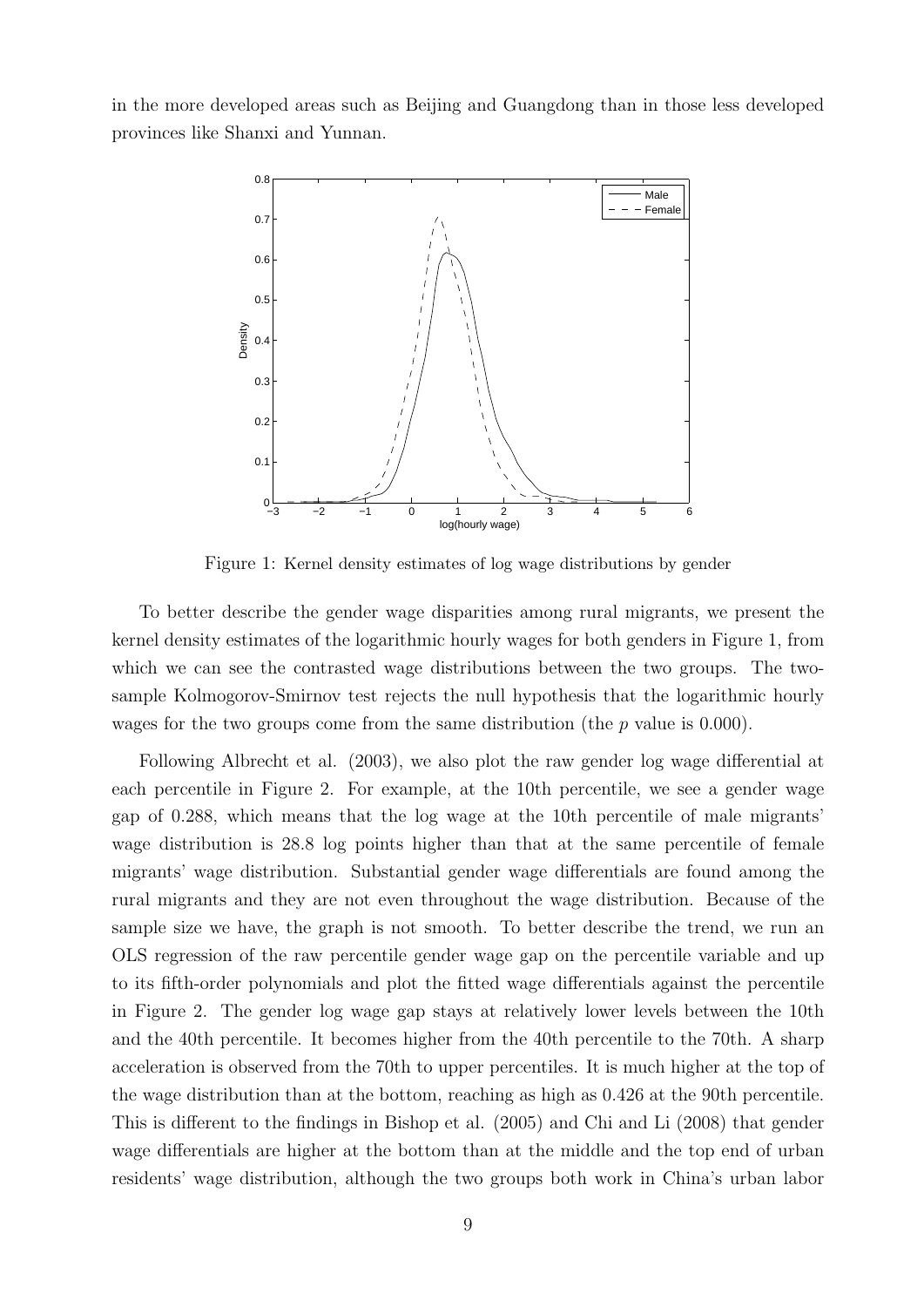in the more developed areas such as Beijing and Guangdong than in those less developed provinces like Shanxi and Yunnan.

Figure 1: Kernel density estimates of log wage distributions by gender

To better describe the gender wage disparities among rural migrants, we present the kernel density estimates of the logarithmic hourly wages for both genders in Figure 1, from which we can see the contrasted wage distributions between the two groups. The two-sample Kolmogorov-Smirnov test rejects the null hypothesis that the logarithmic hourly wages for the two groups come from the same distribution (the $p$ value is 0.000).

Following Albrecht et al. (2003), we also plot the raw gender log wage differential at each percentile in Figure 2. For example, at the 10th percentile, we see a gender wage gap of 0.288, which means that the log wage at the 10th percentile of male migrants' wage distribution is 28.8 log points higher than that at the same percentile of female migrants' wage distribution. Substantial gender wage differentials are found among the rural migrants and they are not even throughout the wage distribution. Because of the sample size we have, the graph is not smooth. To better describe the trend, we run an OLS regression of the raw percentile gender wage gap on the percentile variable and up to its fifth-order polynomials and plot the fitted wage differentials against the percentile in Figure 2. The gender log wage gap stays at relatively lower levels between the 10th and the 40th percentile. It becomes higher from the 40th percentile to the 70th. A sharp acceleration is observed from the 70th to upper percentiles. It is much higher at the top of the wage distribution than at the bottom, reaching as high as 0.426 at the 90th percentile. This is different to the findings in Bishop et al. (2005) and Chi and Li (2008) that gender wage differentials are higher at the bottom than at the middle and the top end of urban residents' wage distribution, although the two groups both work in China's urban labor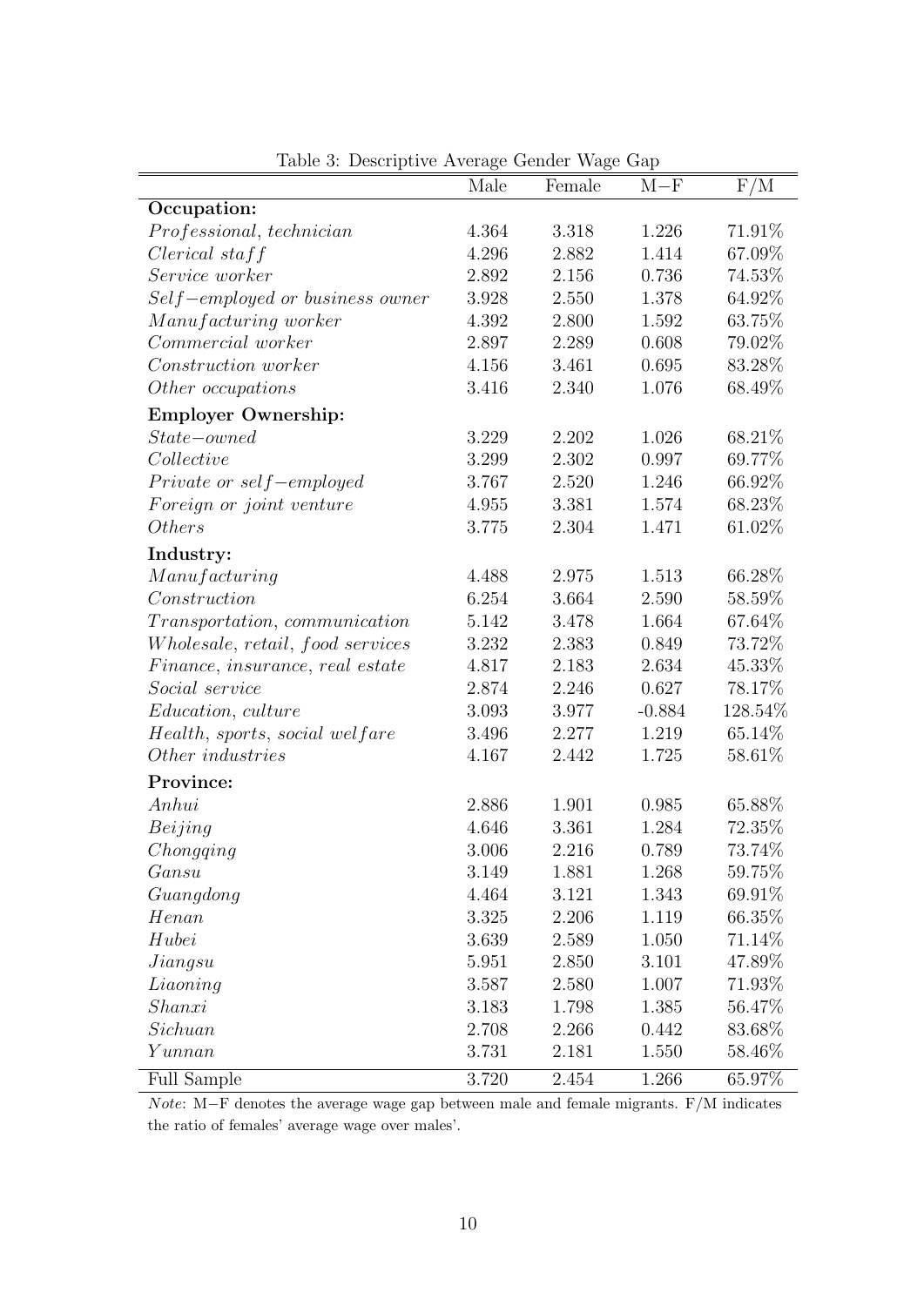Table 3: Descriptive Average Gender Wage Gap

| | Male | Female | M−F | F/M |
|---|---|---|---|---|
| **Occupation:** | | | | |
| *Professional, technician* | 4.364 | 3.318 | 1.226 | 71.91% |
| *Clerical staff* | 4.296 | 2.882 | 1.414 | 67.09% |
| *Service worker* | 2.892 | 2.156 | 0.736 | 74.53% |
| *Self−employed or business owner* | 3.928 | 2.550 | 1.378 | 64.92% |
| *Manufacturing worker* | 4.392 | 2.800 | 1.592 | 63.75% |
| *Commercial worker* | 2.897 | 2.289 | 0.608 | 79.02% |
| *Construction worker* | 4.156 | 3.461 | 0.695 | 83.28% |
| *Other occupations* | 3.416 | 2.340 | 1.076 | 68.49% |
| **Employer Ownership:** | | | | |
| *State−owned* | 3.229 | 2.202 | 1.026 | 68.21% |
| *Collective* | 3.299 | 2.302 | 0.997 | 69.77% |
| *Private or self−employed* | 3.767 | 2.520 | 1.246 | 66.92% |
| *Foreign or joint venture* | 4.955 | 3.381 | 1.574 | 68.23% |
| *Others* | 3.775 | 2.304 | 1.471 | 61.02% |
| **Industry:** | | | | |
| *Manufacturing* | 4.488 | 2.975 | 1.513 | 66.28% |
| *Construction* | 6.254 | 3.664 | 2.590 | 58.59% |
| *Transportation, communication* | 5.142 | 3.478 | 1.664 | 67.64% |
| *Wholesale, retail, food services* | 3.232 | 2.383 | 0.849 | 73.72% |
| *Finance, insurance, real estate* | 4.817 | 2.183 | 2.634 | 45.33% |
| *Social service* | 2.874 | 2.246 | 0.627 | 78.17% |
| *Education, culture* | 3.093 | 3.977 | -0.884 | 128.54% |
| *Health, sports, social welfare* | 3.496 | 2.277 | 1.219 | 65.14% |
| *Other industries* | 4.167 | 2.442 | 1.725 | 58.61% |
| **Province:** | | | | |
| *Anhui* | 2.886 | 1.901 | 0.985 | 65.88% |
| *Beijing* | 4.646 | 3.361 | 1.284 | 72.35% |
| *Chongqing* | 3.006 | 2.216 | 0.789 | 73.74% |
| *Gansu* | 3.149 | 1.881 | 1.268 | 59.75% |
| *Guangdong* | 4.464 | 3.121 | 1.343 | 69.91% |
| *Henan* | 3.325 | 2.206 | 1.119 | 66.35% |
| *Hubei* | 3.639 | 2.589 | 1.050 | 71.14% |
| *Jiangsu* | 5.951 | 2.850 | 3.101 | 47.89% |
| *Liaoning* | 3.587 | 2.580 | 1.007 | 71.93% |
| *Shanxi* | 3.183 | 1.798 | 1.385 | 56.47% |
| *Sichuan* | 2.708 | 2.266 | 0.442 | 83.68% |
| *Yunnan* | 3.731 | 2.181 | 1.550 | 58.46% |
| Full Sample | 3.720 | 2.454 | 1.266 | 65.97% |

*Note*: M−F denotes the average wage gap between male and female migrants. F/M indicates the ratio of females' average wage over males'.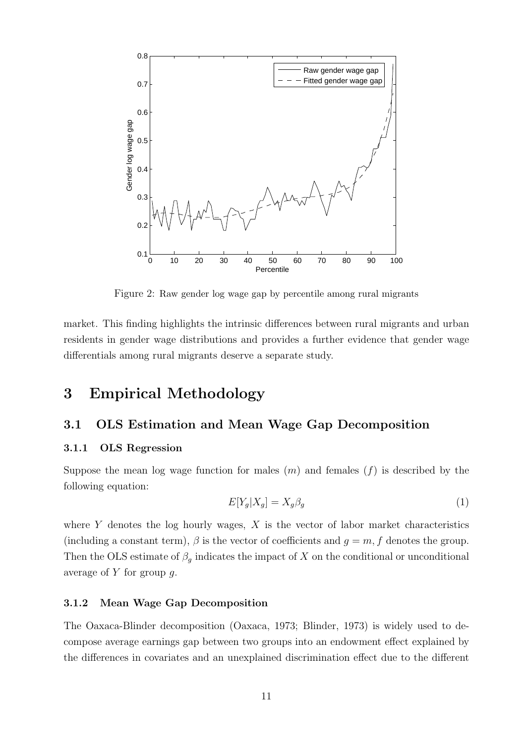Figure 2: Raw gender log wage gap by percentile among rural migrants

market. This finding highlights the intrinsic differences between rural migrants and urban residents in gender wage distributions and provides a further evidence that gender wage differentials among rural migrants deserve a separate study.

# 3 Empirical Methodology

## 3.1 OLS Estimation and Mean Wage Gap Decomposition

### 3.1.1 OLS Regression

Suppose the mean log wage function for males ($m$) and females ($f$) is described by the following equation:

$$E[Y_g|X_g] = X_g\beta_g \tag{1}$$

where $Y$ denotes the log hourly wages, $X$ is the vector of labor market characteristics (including a constant term), $\beta$ is the vector of coefficients and $g = m, f$ denotes the group. Then the OLS estimate of $\beta_g$ indicates the impact of $X$ on the conditional or unconditional average of $Y$ for group $g$.

### 3.1.2 Mean Wage Gap Decomposition

The Oaxaca-Blinder decomposition (Oaxaca, 1973; Blinder, 1973) is widely used to decompose average earnings gap between two groups into an endowment effect explained by the differences in covariates and an unexplained discrimination effect due to the different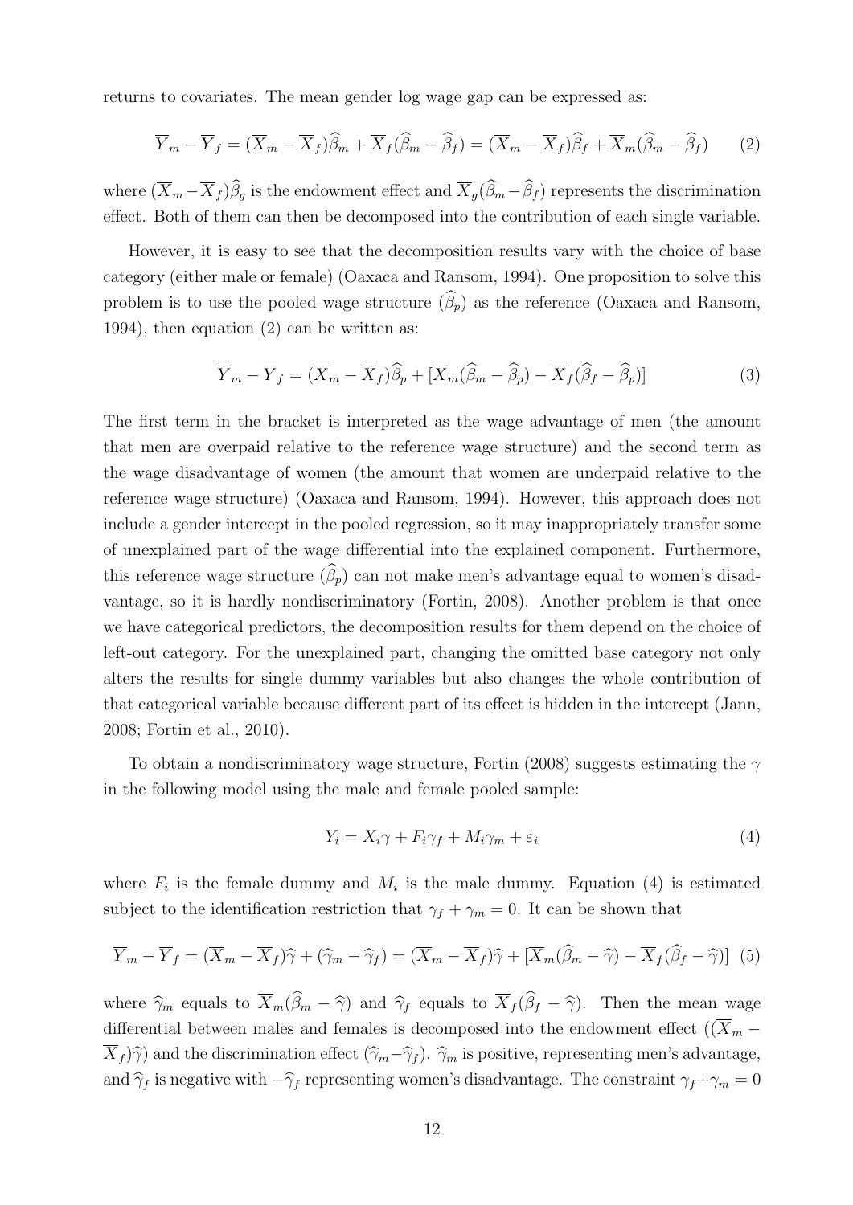returns to covariates. The mean gender log wage gap can be expressed as:

$$\overline{Y}_m - \overline{Y}_f = (\overline{X}_m - \overline{X}_f)\widehat{\beta}_m + \overline{X}_f(\widehat{\beta}_m - \widehat{\beta}_f) = (\overline{X}_m - \overline{X}_f)\widehat{\beta}_f + \overline{X}_m(\widehat{\beta}_m - \widehat{\beta}_f) \tag{2}$$

where $(\overline{X}_m - \overline{X}_f)\widehat{\beta}_g$ is the endowment effect and $\overline{X}_g(\widehat{\beta}_m - \widehat{\beta}_f)$ represents the discrimination effect. Both of them can then be decomposed into the contribution of each single variable.

However, it is easy to see that the decomposition results vary with the choice of base category (either male or female) (Oaxaca and Ransom, 1994). One proposition to solve this problem is to use the pooled wage structure $(\widehat{\beta}_p)$ as the reference (Oaxaca and Ransom, 1994), then equation (2) can be written as:

$$\overline{Y}_m - \overline{Y}_f = (\overline{X}_m - \overline{X}_f)\widehat{\beta}_p + [\overline{X}_m(\widehat{\beta}_m - \widehat{\beta}_p) - \overline{X}_f(\widehat{\beta}_f - \widehat{\beta}_p)] \tag{3}$$

The first term in the bracket is interpreted as the wage advantage of men (the amount that men are overpaid relative to the reference wage structure) and the second term as the wage disadvantage of women (the amount that women are underpaid relative to the reference wage structure) (Oaxaca and Ransom, 1994). However, this approach does not include a gender intercept in the pooled regression, so it may inappropriately transfer some of unexplained part of the wage differential into the explained component. Furthermore, this reference wage structure $(\widehat{\beta}_p)$ can not make men's advantage equal to women's disadvantage, so it is hardly nondiscriminatory (Fortin, 2008). Another problem is that once we have categorical predictors, the decomposition results for them depend on the choice of left-out category. For the unexplained part, changing the omitted base category not only alters the results for single dummy variables but also changes the whole contribution of that categorical variable because different part of its effect is hidden in the intercept (Jann, 2008; Fortin et al., 2010).

To obtain a nondiscriminatory wage structure, Fortin (2008) suggests estimating the $\gamma$ in the following model using the male and female pooled sample:

$$Y_i = X_i\gamma + F_i\gamma_f + M_i\gamma_m + \varepsilon_i \tag{4}$$

where $F_i$ is the female dummy and $M_i$ is the male dummy. Equation (4) is estimated subject to the identification restriction that $\gamma_f + \gamma_m = 0$. It can be shown that

$$\overline{Y}_m - \overline{Y}_f = (\overline{X}_m - \overline{X}_f)\widehat{\gamma} + (\widehat{\gamma}_m - \widehat{\gamma}_f) = (\overline{X}_m - \overline{X}_f)\widehat{\gamma} + [\overline{X}_m(\widehat{\beta}_m - \widehat{\gamma}) - \overline{X}_f(\widehat{\beta}_f - \widehat{\gamma})] \tag{5}$$

where $\widehat{\gamma}_m$ equals to $\overline{X}_m(\widehat{\beta}_m - \widehat{\gamma})$ and $\widehat{\gamma}_f$ equals to $\overline{X}_f(\widehat{\beta}_f - \widehat{\gamma})$. Then the mean wage differential between males and females is decomposed into the endowment effect $((\overline{X}_m - \overline{X}_f)\widehat{\gamma})$ and the discrimination effect $(\widehat{\gamma}_m - \widehat{\gamma}_f)$. $\widehat{\gamma}_m$ is positive, representing men's advantage, and $\widehat{\gamma}_f$ is negative with $-\widehat{\gamma}_f$ representing women's disadvantage. The constraint $\gamma_f + \gamma_m = 0$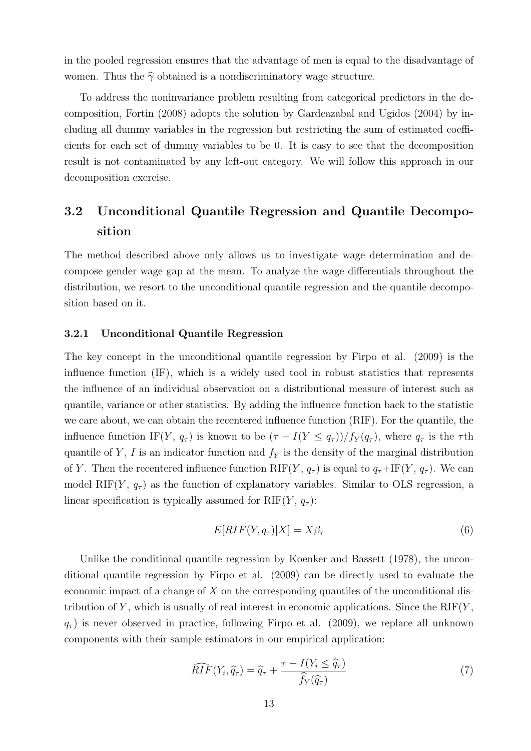in the pooled regression ensures that the advantage of men is equal to the disadvantage of women. Thus the $\widehat{\gamma}$ obtained is a nondiscriminatory wage structure.

To address the noninvariance problem resulting from categorical predictors in the decomposition, Fortin (2008) adopts the solution by Gardeazabal and Ugidos (2004) by including all dummy variables in the regression but restricting the sum of estimated coefficients for each set of dummy variables to be 0. It is easy to see that the decomposition result is not contaminated by any left-out category. We will follow this approach in our decomposition exercise.

## 3.2 Unconditional Quantile Regression and Quantile Decomposition

The method described above only allows us to investigate wage determination and decompose gender wage gap at the mean. To analyze the wage differentials throughout the distribution, we resort to the unconditional quantile regression and the quantile decomposition based on it.

### 3.2.1 Unconditional Quantile Regression

The key concept in the unconditional quantile regression by Firpo et al. (2009) is the influence function (IF), which is a widely used tool in robust statistics that represents the influence of an individual observation on a distributional measure of interest such as quantile, variance or other statistics. By adding the influence function back to the statistic we care about, we can obtain the recentered influence function (RIF). For the quantile, the influence function IF($Y$, $q_\tau$) is known to be $(\tau - I(Y \leq q_\tau))/f_Y(q_\tau)$, where $q_\tau$ is the $\tau$th quantile of $Y$, $I$ is an indicator function and $f_Y$ is the density of the marginal distribution of $Y$. Then the recentered influence function RIF($Y$, $q_\tau$) is equal to $q_\tau$+IF($Y$, $q_\tau$). We can model RIF($Y$, $q_\tau$) as the function of explanatory variables. Similar to OLS regression, a linear specification is typically assumed for RIF($Y$, $q_\tau$):

$$E[RIF(Y, q_\tau)|X] = X\beta_\tau \tag{6}$$

Unlike the conditional quantile regression by Koenker and Bassett (1978), the unconditional quantile regression by Firpo et al. (2009) can be directly used to evaluate the economic impact of a change of $X$ on the corresponding quantiles of the unconditional distribution of $Y$, which is usually of real interest in economic applications. Since the RIF($Y$, $q_\tau$) is never observed in practice, following Firpo et al. (2009), we replace all unknown components with their sample estimators in our empirical application:

$$\widehat{RIF}(Y_i, \widehat{q}_\tau) = \widehat{q}_\tau + \frac{\tau - I(Y_i \leq \widehat{q}_\tau)}{\widehat{f}_Y(\widehat{q}_\tau)} \tag{7}$$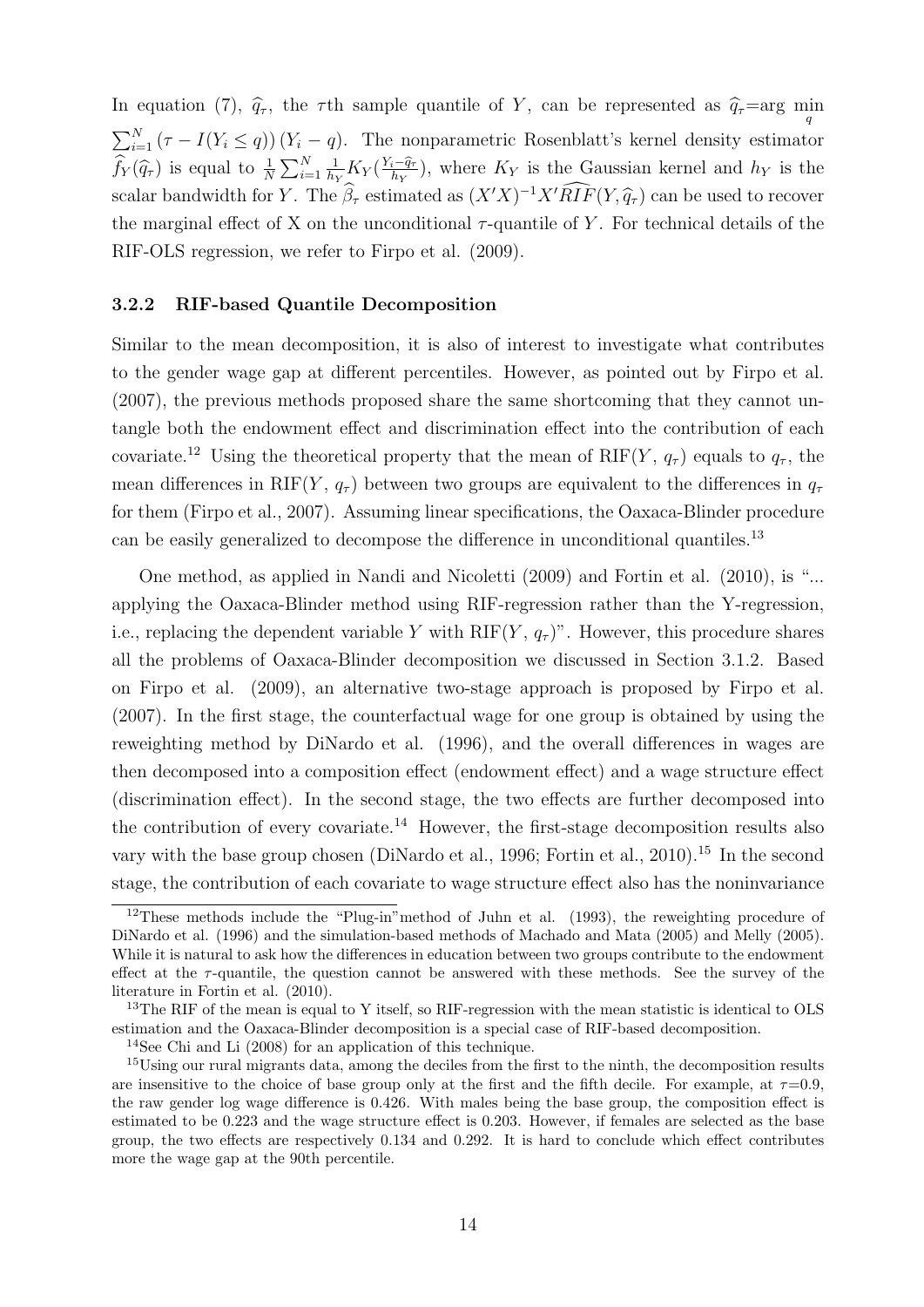In equation (7), $\widehat{q}_{\tau}$, the $\tau$th sample quantile of $Y$, can be represented as $\widehat{q}_{\tau}$=arg $\min_{q}$ $\sum_{i=1}^{N}(\tau - I(Y_i \leq q))(Y_i - q)$. The nonparametric Rosenblatt's kernel density estimator $\widehat{f}_Y(\widehat{q}_{\tau})$ is equal to $\frac{1}{N}\sum_{i=1}^{N}\frac{1}{h_Y}K_Y(\frac{Y_i - \widehat{q}_{\tau}}{h_Y})$, where $K_Y$ is the Gaussian kernel and $h_Y$ is the scalar bandwidth for $Y$. The $\widehat{\beta}_{\tau}$ estimated as $(X'X)^{-1}X'\widehat{RIF}(Y, \widehat{q}_{\tau})$ can be used to recover the marginal effect of X on the unconditional $\tau$-quantile of $Y$. For technical details of the RIF-OLS regression, we refer to Firpo et al. (2009).

### 3.2.2 RIF-based Quantile Decomposition

Similar to the mean decomposition, it is also of interest to investigate what contributes to the gender wage gap at different percentiles. However, as pointed out by Firpo et al. (2007), the previous methods proposed share the same shortcoming that they cannot untangle both the endowment effect and discrimination effect into the contribution of each covariate.[12] Using the theoretical property that the mean of RIF($Y$, $q_{\tau}$) equals to $q_{\tau}$, the mean differences in RIF($Y$, $q_{\tau}$) between two groups are equivalent to the differences in $q_{\tau}$ for them (Firpo et al., 2007). Assuming linear specifications, the Oaxaca-Blinder procedure can be easily generalized to decompose the difference in unconditional quantiles.[13]

One method, as applied in Nandi and Nicoletti (2009) and Fortin et al. (2010), is "... applying the Oaxaca-Blinder method using RIF-regression rather than the Y-regression, i.e., replacing the dependent variable $Y$ with RIF($Y$, $q_{\tau}$)". However, this procedure shares all the problems of Oaxaca-Blinder decomposition we discussed in Section 3.1.2. Based on Firpo et al. (2009), an alternative two-stage approach is proposed by Firpo et al. (2007). In the first stage, the counterfactual wage for one group is obtained by using the reweighting method by DiNardo et al. (1996), and the overall differences in wages are then decomposed into a composition effect (endowment effect) and a wage structure effect (discrimination effect). In the second stage, the two effects are further decomposed into the contribution of every covariate.[14] However, the first-stage decomposition results also vary with the base group chosen (DiNardo et al., 1996; Fortin et al., 2010).[15] In the second stage, the contribution of each covariate to wage structure effect also has the noninvariance

---

[12] These methods include the "Plug-in" method of Juhn et al. (1993), the reweighting procedure of DiNardo et al. (1996) and the simulation-based methods of Machado and Mata (2005) and Melly (2005). While it is natural to ask how the differences in education between two groups contribute to the endowment effect at the $\tau$-quantile, the question cannot be answered with these methods. See the survey of the literature in Fortin et al. (2010).

[13] The RIF of the mean is equal to Y itself, so RIF-regression with the mean statistic is identical to OLS estimation and the Oaxaca-Blinder decomposition is a special case of RIF-based decomposition.

[14] See Chi and Li (2008) for an application of this technique.

[15] Using our rural migrants data, among the deciles from the first to the ninth, the decomposition results are insensitive to the choice of base group only at the first and the fifth decile. For example, at $\tau$=0.9, the raw gender log wage difference is 0.426. With males being the base group, the composition effect is estimated to be 0.223 and the wage structure effect is 0.203. However, if females are selected as the base group, the two effects are respectively 0.134 and 0.292. It is hard to conclude which effect contributes more the wage gap at the 90th percentile.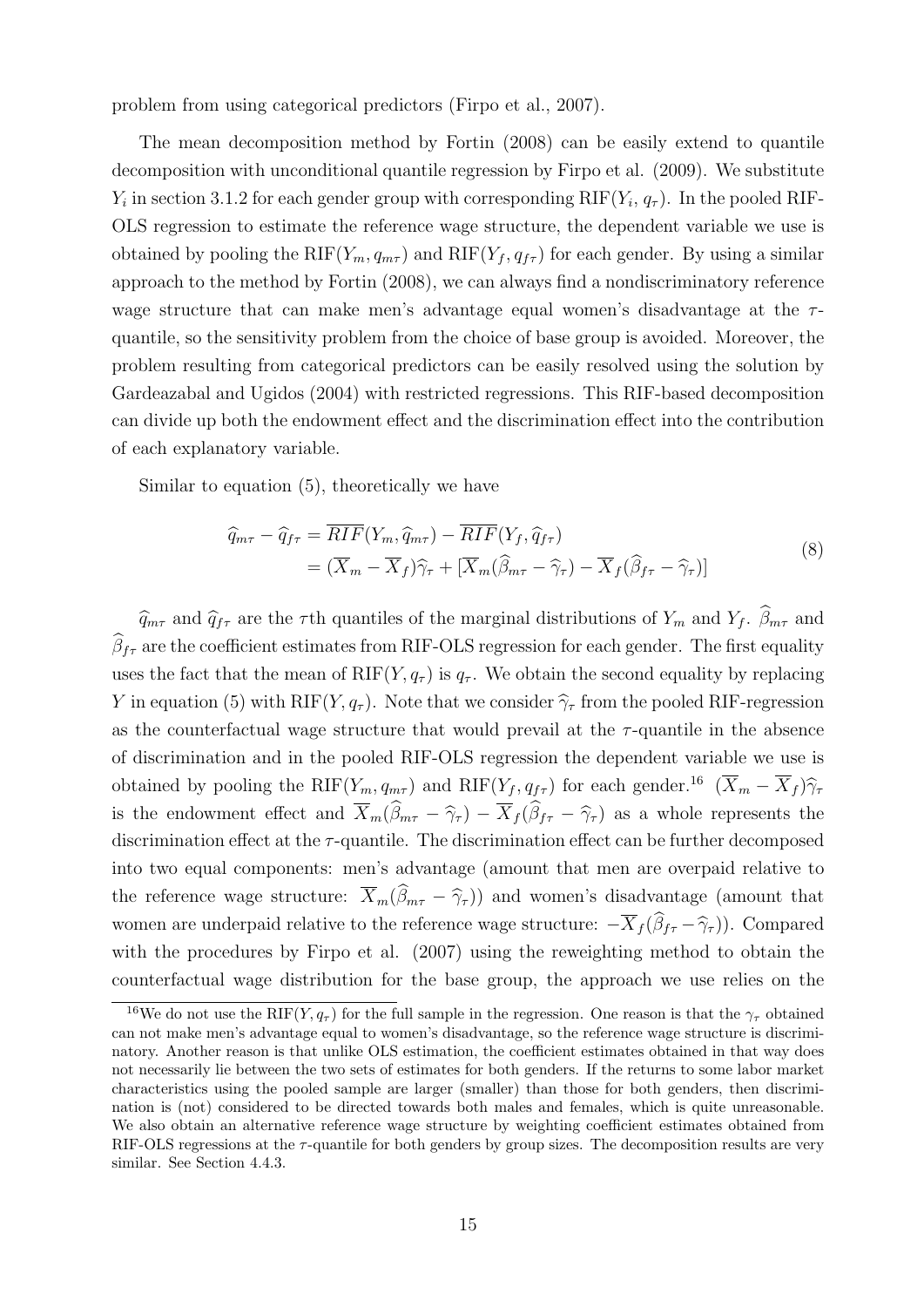problem from using categorical predictors (Firpo et al., 2007).

The mean decomposition method by Fortin (2008) can be easily extend to quantile decomposition with unconditional quantile regression by Firpo et al. (2009). We substitute $Y_i$ in section 3.1.2 for each gender group with corresponding $\text{RIF}(Y_i, q_\tau)$. In the pooled RIF-OLS regression to estimate the reference wage structure, the dependent variable we use is obtained by pooling the $\text{RIF}(Y_m, q_{m\tau})$ and $\text{RIF}(Y_f, q_{f\tau})$ for each gender. By using a similar approach to the method by Fortin (2008), we can always find a nondiscriminatory reference wage structure that can make men's advantage equal women's disadvantage at the $\tau$-quantile, so the sensitivity problem from the choice of base group is avoided. Moreover, the problem resulting from categorical predictors can be easily resolved using the solution by Gardeazabal and Ugidos (2004) with restricted regressions. This RIF-based decomposition can divide up both the endowment effect and the discrimination effect into the contribution of each explanatory variable.

Similar to equation (5), theoretically we have

$$
\begin{aligned}
\widehat{q}_{m\tau} - \widehat{q}_{f\tau} &= \overline{RIF}(Y_m, \widehat{q}_{m\tau}) - \overline{RIF}(Y_f, \widehat{q}_{f\tau}) \\
&= (\overline{X}_m - \overline{X}_f)\widehat{\gamma}_\tau + [\overline{X}_m(\widehat{\beta}_{m\tau} - \widehat{\gamma}_\tau) - \overline{X}_f(\widehat{\beta}_{f\tau} - \widehat{\gamma}_\tau)]
\end{aligned}
\tag{8}
$$

$\widehat{q}_{m\tau}$ and $\widehat{q}_{f\tau}$ are the $\tau$th quantiles of the marginal distributions of $Y_m$ and $Y_f$. $\widehat{\beta}_{m\tau}$ and $\widehat{\beta}_{f\tau}$ are the coefficient estimates from RIF-OLS regression for each gender. The first equality uses the fact that the mean of $\text{RIF}(Y, q_\tau)$ is $q_\tau$. We obtain the second equality by replacing $Y$ in equation (5) with $\text{RIF}(Y, q_\tau)$. Note that we consider $\widehat{\gamma}_\tau$ from the pooled RIF-regression as the counterfactual wage structure that would prevail at the $\tau$-quantile in the absence of discrimination and in the pooled RIF-OLS regression the dependent variable we use is obtained by pooling the $\text{RIF}(Y_m, q_{m\tau})$ and $\text{RIF}(Y_f, q_{f\tau})$ for each gender.[16] $(\overline{X}_m - \overline{X}_f)\widehat{\gamma}_\tau$ is the endowment effect and $\overline{X}_m(\widehat{\beta}_{m\tau} - \widehat{\gamma}_\tau) - \overline{X}_f(\widehat{\beta}_{f\tau} - \widehat{\gamma}_\tau)$ as a whole represents the discrimination effect at the $\tau$-quantile. The discrimination effect can be further decomposed into two equal components: men's advantage (amount that men are overpaid relative to the reference wage structure: $\overline{X}_m(\widehat{\beta}_{m\tau} - \widehat{\gamma}_\tau)$) and women's disadvantage (amount that women are underpaid relative to the reference wage structure: $-\overline{X}_f(\widehat{\beta}_{f\tau} - \widehat{\gamma}_\tau)$). Compared with the procedures by Firpo et al. (2007) using the reweighting method to obtain the counterfactual wage distribution for the base group, the approach we use relies on the

[16] We do not use the $\text{RIF}(Y, q_\tau)$ for the full sample in the regression. One reason is that the $\gamma_\tau$ obtained can not make men's advantage equal to women's disadvantage, so the reference wage structure is discriminatory. Another reason is that unlike OLS estimation, the coefficient estimates obtained in that way does not necessarily lie between the two sets of estimates for both genders. If the returns to some labor market characteristics using the pooled sample are larger (smaller) than those for both genders, then discrimination is (not) considered to be directed towards both males and females, which is quite unreasonable. We also obtain an alternative reference wage structure by weighting coefficient estimates obtained from RIF-OLS regressions at the $\tau$-quantile for both genders by group sizes. The decomposition results are very similar. See Section 4.4.3.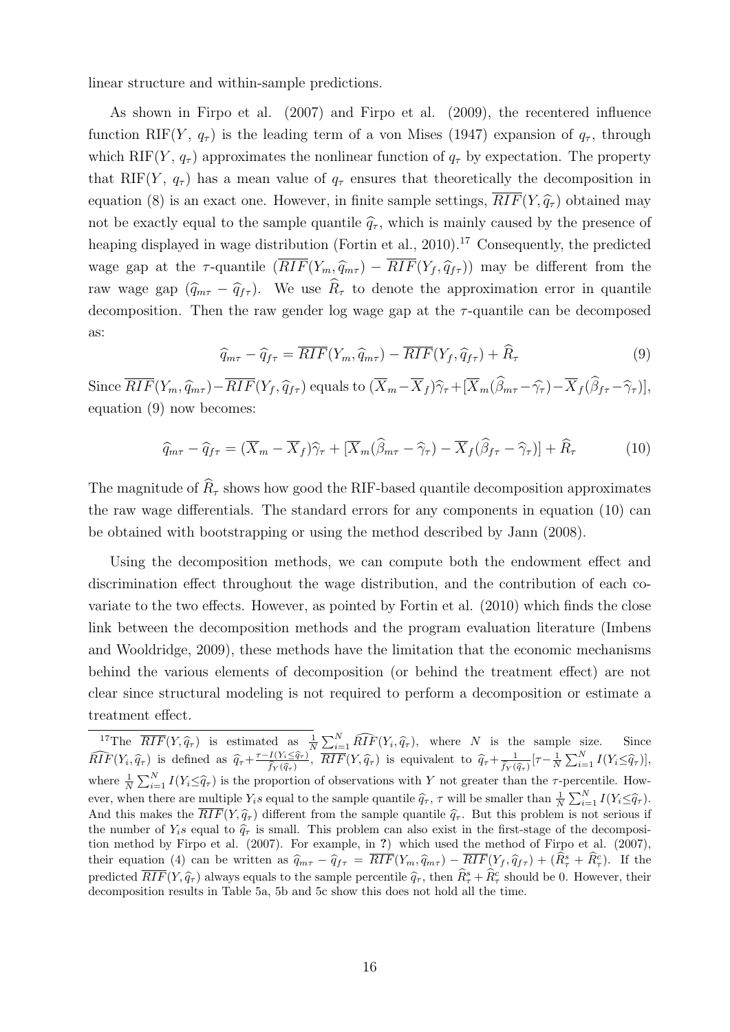linear structure and within-sample predictions.

As shown in Firpo et al. (2007) and Firpo et al. (2009), the recentered influence function RIF($Y$, $q_\tau$) is the leading term of a von Mises (1947) expansion of $q_\tau$, through which RIF($Y$, $q_\tau$) approximates the nonlinear function of $q_\tau$ by expectation. The property that RIF($Y$, $q_\tau$) has a mean value of $q_\tau$ ensures that theoretically the decomposition in equation (8) is an exact one. However, in finite sample settings, $\overline{RIF}(Y, \widehat{q}_\tau)$ obtained may not be exactly equal to the sample quantile $\widehat{q}_\tau$, which is mainly caused by the presence of heaping displayed in wage distribution (Fortin et al., 2010).[17] Consequently, the predicted wage gap at the $\tau$-quantile ($\overline{RIF}(Y_m, \widehat{q}_{m\tau}) - \overline{RIF}(Y_f, \widehat{q}_{f\tau})$) may be different from the raw wage gap ($\widehat{q}_{m\tau} - \widehat{q}_{f\tau}$). We use $\widehat{R}_\tau$ to denote the approximation error in quantile decomposition. Then the raw gender log wage gap at the $\tau$-quantile can be decomposed as:

$$\widehat{q}_{m\tau} - \widehat{q}_{f\tau} = \overline{RIF}(Y_m, \widehat{q}_{m\tau}) - \overline{RIF}(Y_f, \widehat{q}_{f\tau}) + \widehat{R}_\tau \tag{9}$$

Since $\overline{RIF}(Y_m, \widehat{q}_{m\tau}) - \overline{RIF}(Y_f, \widehat{q}_{f\tau})$ equals to $(\overline{X}_m - \overline{X}_f)\widehat{\gamma}_\tau + [\overline{X}_m(\widehat{\beta}_{m\tau} - \widehat{\gamma}_\tau) - \overline{X}_f(\widehat{\beta}_{f\tau} - \widehat{\gamma}_\tau)]$, equation (9) now becomes:

$$\widehat{q}_{m\tau} - \widehat{q}_{f\tau} = (\overline{X}_m - \overline{X}_f)\widehat{\gamma}_\tau + [\overline{X}_m(\widehat{\beta}_{m\tau} - \widehat{\gamma}_\tau) - \overline{X}_f(\widehat{\beta}_{f\tau} - \widehat{\gamma}_\tau)] + \widehat{R}_\tau \tag{10}$$

The magnitude of $\widehat{R}_\tau$ shows how good the RIF-based quantile decomposition approximates the raw wage differentials. The standard errors for any components in equation (10) can be obtained with bootstrapping or using the method described by Jann (2008).

Using the decomposition methods, we can compute both the endowment effect and discrimination effect throughout the wage distribution, and the contribution of each covariate to the two effects. However, as pointed by Fortin et al. (2010) which finds the close link between the decomposition methods and the program evaluation literature (Imbens and Wooldridge, 2009), these methods have the limitation that the economic mechanisms behind the various elements of decomposition (or behind the treatment effect) are not clear since structural modeling is not required to perform a decomposition or estimate a treatment effect.

[17]The $\overline{RIF}(Y, \widehat{q}_\tau)$ is estimated as $\frac{1}{N}\sum_{i=1}^{N}\widehat{RIF}(Y_i, \widehat{q}_\tau)$, where $N$ is the sample size. Since $\widehat{RIF}(Y_i, \widehat{q}_\tau)$ is defined as $\widehat{q}_\tau + \frac{\tau - I(Y_i \leq \widehat{q}_\tau)}{\widehat{f}_Y(\widehat{q}_\tau)}$, $\overline{RIF}(Y, \widehat{q}_\tau)$ is equivalent to $\widehat{q}_\tau + \frac{1}{\widehat{f}_Y(\widehat{q}_\tau)}[\tau - \frac{1}{N}\sum_{i=1}^{N} I(Y_i \leq \widehat{q}_\tau)]$, where $\frac{1}{N}\sum_{i=1}^{N} I(Y_i \leq \widehat{q}_\tau)$ is the proportion of observations with $Y$ not greater than the $\tau$-percentile. However, when there are multiple $Y_i$s equal to the sample quantile $\widehat{q}_\tau$, $\tau$ will be smaller than $\frac{1}{N}\sum_{i=1}^{N} I(Y_i \leq \widehat{q}_\tau)$. And this makes the $\overline{RIF}(Y, \widehat{q}_\tau)$ different from the sample quantile $\widehat{q}_\tau$. But this problem is not serious if the number of $Y_i$s equal to $\widehat{q}_\tau$ is small. This problem can also exist in the first-stage of the decomposition method by Firpo et al. (2007). For example, in **?**) which used the method of Firpo et al. (2007), their equation (4) can be written as $\widehat{q}_{m\tau} - \widehat{q}_{f\tau} = \overline{RIF}(Y_m, \widehat{q}_{m\tau}) - \overline{RIF}(Y_f, \widehat{q}_{f\tau}) + (\widehat{R}^s_\tau + \widehat{R}^c_\tau)$. If the predicted $\overline{RIF}(Y, \widehat{q}_\tau)$ always equals to the sample percentile $\widehat{q}_\tau$, then $\widehat{R}^s_\tau + \widehat{R}^c_\tau$ should be 0. However, their decomposition results in Table 5a, 5b and 5c show this does not hold all the time.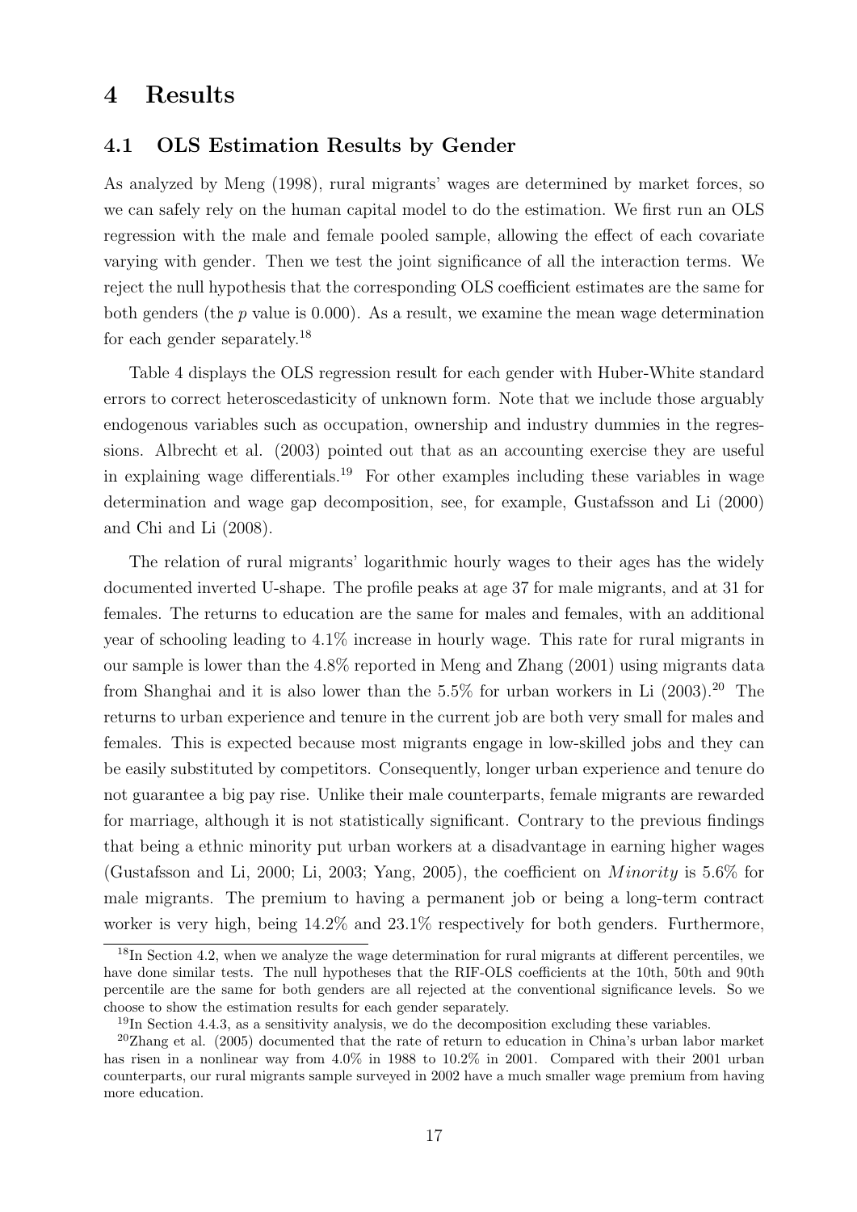# 4 Results

## 4.1 OLS Estimation Results by Gender

As analyzed by Meng (1998), rural migrants' wages are determined by market forces, so we can safely rely on the human capital model to do the estimation. We first run an OLS regression with the male and female pooled sample, allowing the effect of each covariate varying with gender. Then we test the joint significance of all the interaction terms. We reject the null hypothesis that the corresponding OLS coefficient estimates are the same for both genders (the $p$ value is 0.000). As a result, we examine the mean wage determination for each gender separately.[18]

Table 4 displays the OLS regression result for each gender with Huber-White standard errors to correct heteroscedasticity of unknown form. Note that we include those arguably endogenous variables such as occupation, ownership and industry dummies in the regressions. Albrecht et al. (2003) pointed out that as an accounting exercise they are useful in explaining wage differentials.[19] For other examples including these variables in wage determination and wage gap decomposition, see, for example, Gustafsson and Li (2000) and Chi and Li (2008).

The relation of rural migrants' logarithmic hourly wages to their ages has the widely documented inverted U-shape. The profile peaks at age 37 for male migrants, and at 31 for females. The returns to education are the same for males and females, with an additional year of schooling leading to 4.1% increase in hourly wage. This rate for rural migrants in our sample is lower than the 4.8% reported in Meng and Zhang (2001) using migrants data from Shanghai and it is also lower than the 5.5% for urban workers in Li (2003).[20] The returns to urban experience and tenure in the current job are both very small for males and females. This is expected because most migrants engage in low-skilled jobs and they can be easily substituted by competitors. Consequently, longer urban experience and tenure do not guarantee a big pay rise. Unlike their male counterparts, female migrants are rewarded for marriage, although it is not statistically significant. Contrary to the previous findings that being a ethnic minority put urban workers at a disadvantage in earning higher wages (Gustafsson and Li, 2000; Li, 2003; Yang, 2005), the coefficient on $Minority$ is 5.6% for male migrants. The premium to having a permanent job or being a long-term contract worker is very high, being 14.2% and 23.1% respectively for both genders. Furthermore,

[18] In Section 4.2, when we analyze the wage determination for rural migrants at different percentiles, we have done similar tests. The null hypotheses that the RIF-OLS coefficients at the 10th, 50th and 90th percentile are the same for both genders are all rejected at the conventional significance levels. So we choose to show the estimation results for each gender separately.

[19] In Section 4.4.3, as a sensitivity analysis, we do the decomposition excluding these variables.

[20] Zhang et al. (2005) documented that the rate of return to education in China's urban labor market has risen in a nonlinear way from 4.0% in 1988 to 10.2% in 2001. Compared with their 2001 urban counterparts, our rural migrants sample surveyed in 2002 have a much smaller wage premium from having more education.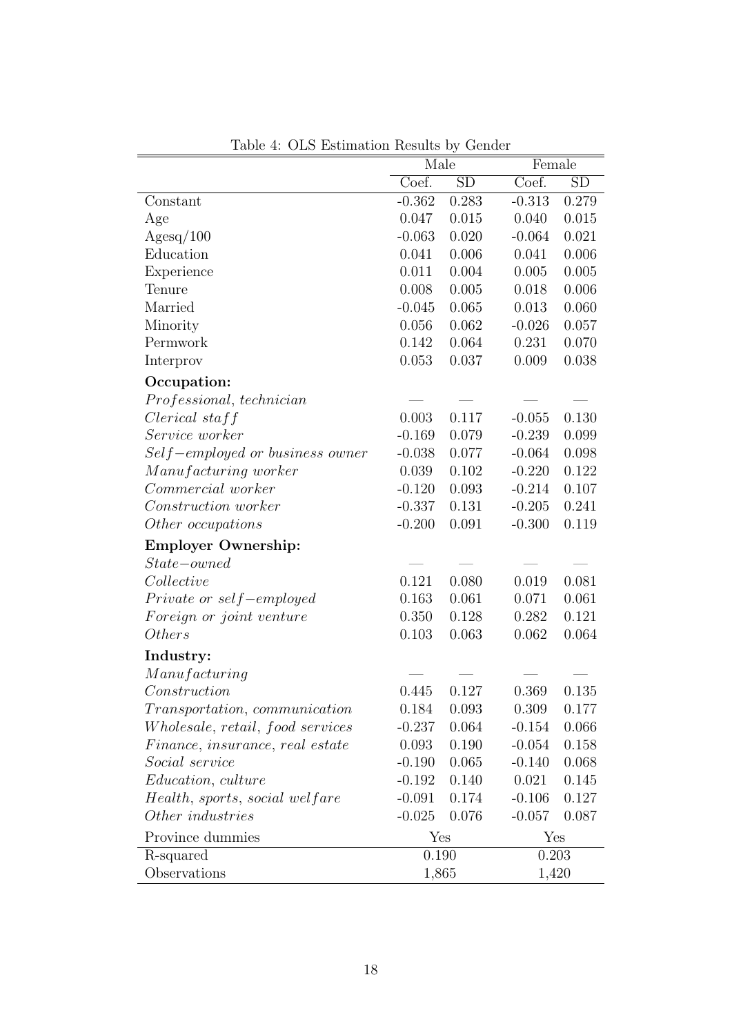Table 4: OLS Estimation Results by Gender

| | Male | | Female | |
|---|---|---|---|---|
| | Coef. | SD | Coef. | SD |
| Constant | -0.362 | 0.283 | -0.313 | 0.279 |
| Age | 0.047 | 0.015 | 0.040 | 0.015 |
| Agesq/100 | -0.063 | 0.020 | -0.064 | 0.021 |
| Education | 0.041 | 0.006 | 0.041 | 0.006 |
| Experience | 0.011 | 0.004 | 0.005 | 0.005 |
| Tenure | 0.008 | 0.005 | 0.018 | 0.006 |
| Married | -0.045 | 0.065 | 0.013 | 0.060 |
| Minority | 0.056 | 0.062 | -0.026 | 0.057 |
| Permwork | 0.142 | 0.064 | 0.231 | 0.070 |
| Interprov | 0.053 | 0.037 | 0.009 | 0.038 |
| **Occupation:** | | | | |
| *Professional, technician* | — | — | — | — |
| *Clerical staff* | 0.003 | 0.117 | -0.055 | 0.130 |
| *Service worker* | -0.169 | 0.079 | -0.239 | 0.099 |
| *Self−employed or business owner* | -0.038 | 0.077 | -0.064 | 0.098 |
| *Manufacturing worker* | 0.039 | 0.102 | -0.220 | 0.122 |
| *Commercial worker* | -0.120 | 0.093 | -0.214 | 0.107 |
| *Construction worker* | -0.337 | 0.131 | -0.205 | 0.241 |
| *Other occupations* | -0.200 | 0.091 | -0.300 | 0.119 |
| **Employer Ownership:** | | | | |
| *State−owned* | — | — | — | — |
| *Collective* | 0.121 | 0.080 | 0.019 | 0.081 |
| *Private or self−employed* | 0.163 | 0.061 | 0.071 | 0.061 |
| *Foreign or joint venture* | 0.350 | 0.128 | 0.282 | 0.121 |
| *Others* | 0.103 | 0.063 | 0.062 | 0.064 |
| **Industry:** | | | | |
| *Manufacturing* | — | — | — | — |
| *Construction* | 0.445 | 0.127 | 0.369 | 0.135 |
| *Transportation, communication* | 0.184 | 0.093 | 0.309 | 0.177 |
| *Wholesale, retail, food services* | -0.237 | 0.064 | -0.154 | 0.066 |
| *Finance, insurance, real estate* | 0.093 | 0.190 | -0.054 | 0.158 |
| *Social service* | -0.190 | 0.065 | -0.140 | 0.068 |
| *Education, culture* | -0.192 | 0.140 | 0.021 | 0.145 |
| *Health, sports, social welfare* | -0.091 | 0.174 | -0.106 | 0.127 |
| *Other industries* | -0.025 | 0.076 | -0.057 | 0.087 |
| Province dummies | Yes | | Yes | |
| R-squared | 0.190 | | 0.203 | |
| Observations | 1,865 | | 1,420 | |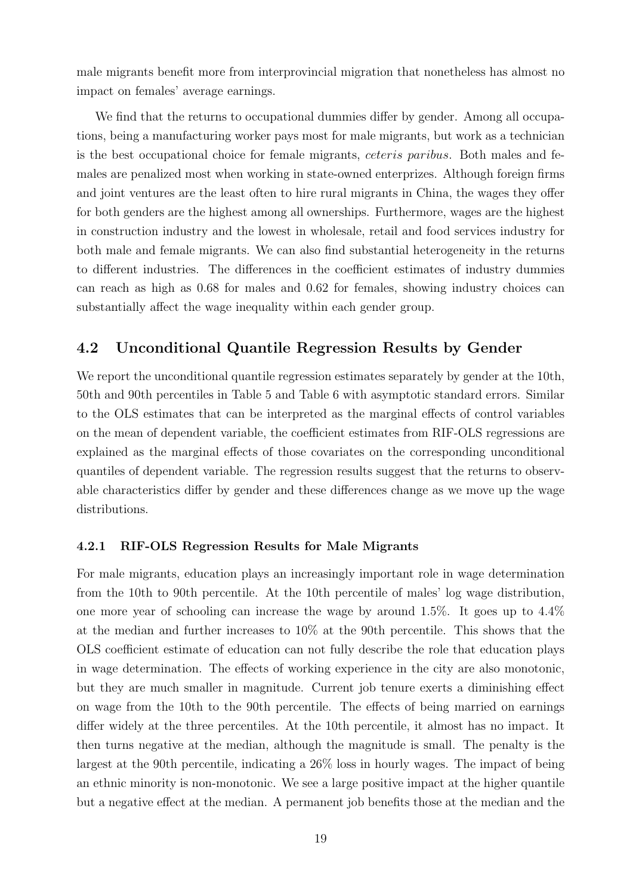male migrants benefit more from interprovincial migration that nonetheless has almost no impact on females' average earnings.

We find that the returns to occupational dummies differ by gender. Among all occupations, being a manufacturing worker pays most for male migrants, but work as a technician is the best occupational choice for female migrants, *ceteris paribus*. Both males and females are penalized most when working in state-owned enterprizes. Although foreign firms and joint ventures are the least often to hire rural migrants in China, the wages they offer for both genders are the highest among all ownerships. Furthermore, wages are the highest in construction industry and the lowest in wholesale, retail and food services industry for both male and female migrants. We can also find substantial heterogeneity in the returns to different industries. The differences in the coefficient estimates of industry dummies can reach as high as 0.68 for males and 0.62 for females, showing industry choices can substantially affect the wage inequality within each gender group.

## 4.2 Unconditional Quantile Regression Results by Gender

We report the unconditional quantile regression estimates separately by gender at the 10th, 50th and 90th percentiles in Table 5 and Table 6 with asymptotic standard errors. Similar to the OLS estimates that can be interpreted as the marginal effects of control variables on the mean of dependent variable, the coefficient estimates from RIF-OLS regressions are explained as the marginal effects of those covariates on the corresponding unconditional quantiles of dependent variable. The regression results suggest that the returns to observable characteristics differ by gender and these differences change as we move up the wage distributions.

### 4.2.1 RIF-OLS Regression Results for Male Migrants

For male migrants, education plays an increasingly important role in wage determination from the 10th to 90th percentile. At the 10th percentile of males' log wage distribution, one more year of schooling can increase the wage by around 1.5%. It goes up to 4.4% at the median and further increases to 10% at the 90th percentile. This shows that the OLS coefficient estimate of education can not fully describe the role that education plays in wage determination. The effects of working experience in the city are also monotonic, but they are much smaller in magnitude. Current job tenure exerts a diminishing effect on wage from the 10th to the 90th percentile. The effects of being married on earnings differ widely at the three percentiles. At the 10th percentile, it almost has no impact. It then turns negative at the median, although the magnitude is small. The penalty is the largest at the 90th percentile, indicating a 26% loss in hourly wages. The impact of being an ethnic minority is non-monotonic. We see a large positive impact at the higher quantile but a negative effect at the median. A permanent job benefits those at the median and the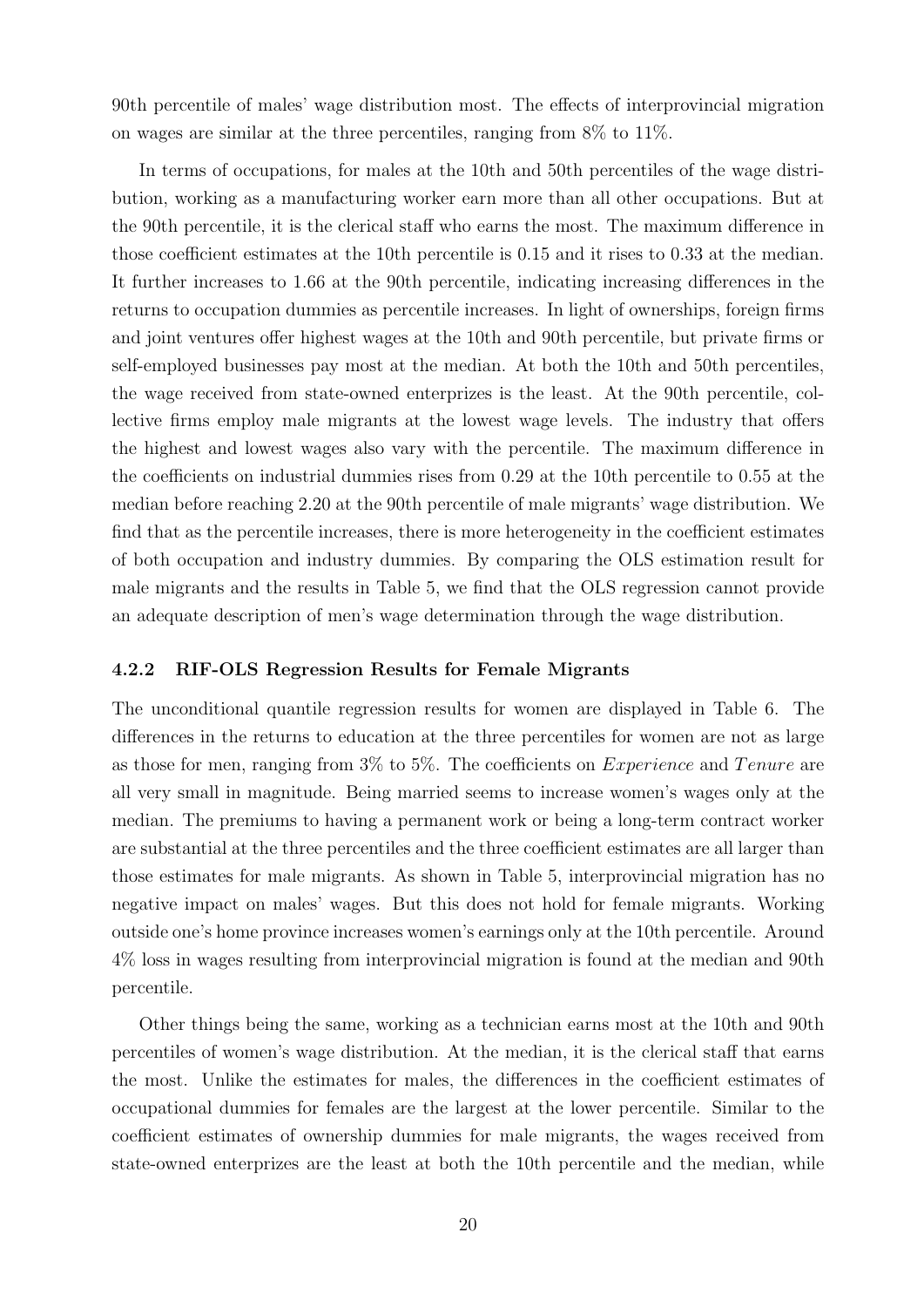90th percentile of males' wage distribution most. The effects of interprovincial migration on wages are similar at the three percentiles, ranging from 8% to 11%.

In terms of occupations, for males at the 10th and 50th percentiles of the wage distribution, working as a manufacturing worker earn more than all other occupations. But at the 90th percentile, it is the clerical staff who earns the most. The maximum difference in those coefficient estimates at the 10th percentile is 0.15 and it rises to 0.33 at the median. It further increases to 1.66 at the 90th percentile, indicating increasing differences in the returns to occupation dummies as percentile increases. In light of ownerships, foreign firms and joint ventures offer highest wages at the 10th and 90th percentile, but private firms or self-employed businesses pay most at the median. At both the 10th and 50th percentiles, the wage received from state-owned enterprizes is the least. At the 90th percentile, collective firms employ male migrants at the lowest wage levels. The industry that offers the highest and lowest wages also vary with the percentile. The maximum difference in the coefficients on industrial dummies rises from 0.29 at the 10th percentile to 0.55 at the median before reaching 2.20 at the 90th percentile of male migrants' wage distribution. We find that as the percentile increases, there is more heterogeneity in the coefficient estimates of both occupation and industry dummies. By comparing the OLS estimation result for male migrants and the results in Table 5, we find that the OLS regression cannot provide an adequate description of men's wage determination through the wage distribution.

#### 4.2.2 RIF-OLS Regression Results for Female Migrants

The unconditional quantile regression results for women are displayed in Table 6. The differences in the returns to education at the three percentiles for women are not as large as those for men, ranging from 3% to 5%. The coefficients on *Experience* and *Tenure* are all very small in magnitude. Being married seems to increase women's wages only at the median. The premiums to having a permanent work or being a long-term contract worker are substantial at the three percentiles and the three coefficient estimates are all larger than those estimates for male migrants. As shown in Table 5, interprovincial migration has no negative impact on males' wages. But this does not hold for female migrants. Working outside one's home province increases women's earnings only at the 10th percentile. Around 4% loss in wages resulting from interprovincial migration is found at the median and 90th percentile.

Other things being the same, working as a technician earns most at the 10th and 90th percentiles of women's wage distribution. At the median, it is the clerical staff that earns the most. Unlike the estimates for males, the differences in the coefficient estimates of occupational dummies for females are the largest at the lower percentile. Similar to the coefficient estimates of ownership dummies for male migrants, the wages received from state-owned enterprizes are the least at both the 10th percentile and the median, while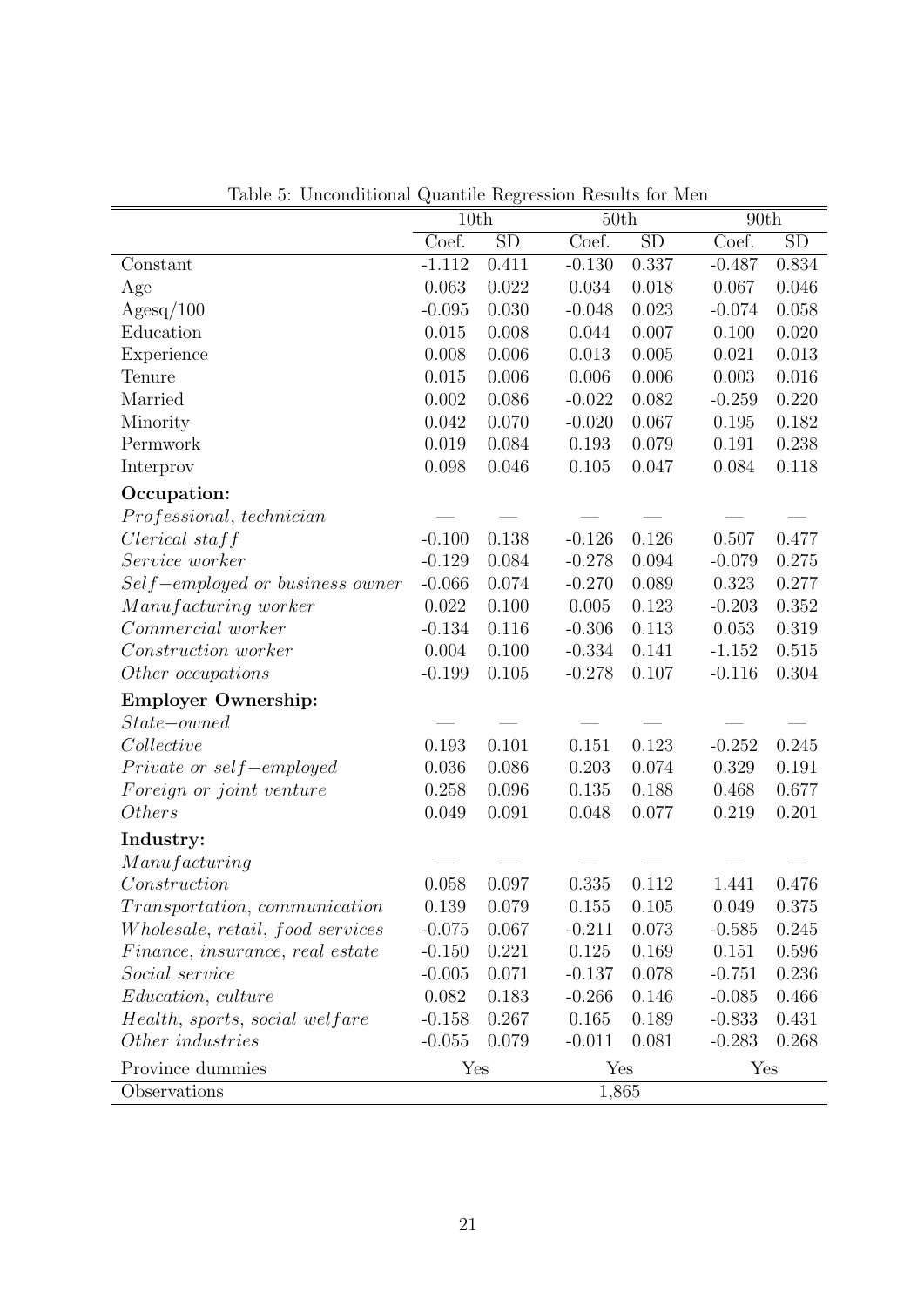Table 5: Unconditional Quantile Regression Results for Men

| | 10th | | 50th | | 90th | |
|---|---|---|---|---|---|---|
| | Coef. | SD | Coef. | SD | Coef. | SD |
| Constant | -1.112 | 0.411 | -0.130 | 0.337 | -0.487 | 0.834 |
| Age | 0.063 | 0.022 | 0.034 | 0.018 | 0.067 | 0.046 |
| Agesq/100 | -0.095 | 0.030 | -0.048 | 0.023 | -0.074 | 0.058 |
| Education | 0.015 | 0.008 | 0.044 | 0.007 | 0.100 | 0.020 |
| Experience | 0.008 | 0.006 | 0.013 | 0.005 | 0.021 | 0.013 |
| Tenure | 0.015 | 0.006 | 0.006 | 0.006 | 0.003 | 0.016 |
| Married | 0.002 | 0.086 | -0.022 | 0.082 | -0.259 | 0.220 |
| Minority | 0.042 | 0.070 | -0.020 | 0.067 | 0.195 | 0.182 |
| Permwork | 0.019 | 0.084 | 0.193 | 0.079 | 0.191 | 0.238 |
| Interprov | 0.098 | 0.046 | 0.105 | 0.047 | 0.084 | 0.118 |
| **Occupation:** | | | | | | |
| *Professional, technician* | — | — | — | — | — | — |
| *Clerical staff* | -0.100 | 0.138 | -0.126 | 0.126 | 0.507 | 0.477 |
| *Service worker* | -0.129 | 0.084 | -0.278 | 0.094 | -0.079 | 0.275 |
| *Self−employed or business owner* | -0.066 | 0.074 | -0.270 | 0.089 | 0.323 | 0.277 |
| *Manufacturing worker* | 0.022 | 0.100 | 0.005 | 0.123 | -0.203 | 0.352 |
| *Commercial worker* | -0.134 | 0.116 | -0.306 | 0.113 | 0.053 | 0.319 |
| *Construction worker* | 0.004 | 0.100 | -0.334 | 0.141 | -1.152 | 0.515 |
| *Other occupations* | -0.199 | 0.105 | -0.278 | 0.107 | -0.116 | 0.304 |
| **Employer Ownership:** | | | | | | |
| *State−owned* | — | — | — | — | — | — |
| *Collective* | 0.193 | 0.101 | 0.151 | 0.123 | -0.252 | 0.245 |
| *Private or self−employed* | 0.036 | 0.086 | 0.203 | 0.074 | 0.329 | 0.191 |
| *Foreign or joint venture* | 0.258 | 0.096 | 0.135 | 0.188 | 0.468 | 0.677 |
| *Others* | 0.049 | 0.091 | 0.048 | 0.077 | 0.219 | 0.201 |
| **Industry:** | | | | | | |
| *Manufacturing* | — | — | — | — | — | — |
| *Construction* | 0.058 | 0.097 | 0.335 | 0.112 | 1.441 | 0.476 |
| *Transportation, communication* | 0.139 | 0.079 | 0.155 | 0.105 | 0.049 | 0.375 |
| *Wholesale, retail, food services* | -0.075 | 0.067 | -0.211 | 0.073 | -0.585 | 0.245 |
| *Finance, insurance, real estate* | -0.150 | 0.221 | 0.125 | 0.169 | 0.151 | 0.596 |
| *Social service* | -0.005 | 0.071 | -0.137 | 0.078 | -0.751 | 0.236 |
| *Education, culture* | 0.082 | 0.183 | -0.266 | 0.146 | -0.085 | 0.466 |
| *Health, sports, social welfare* | -0.158 | 0.267 | 0.165 | 0.189 | -0.833 | 0.431 |
| *Other industries* | -0.055 | 0.079 | -0.011 | 0.081 | -0.283 | 0.268 |
| Province dummies | Yes | | Yes | | Yes | |
| Observations | | | 1,865 | | | |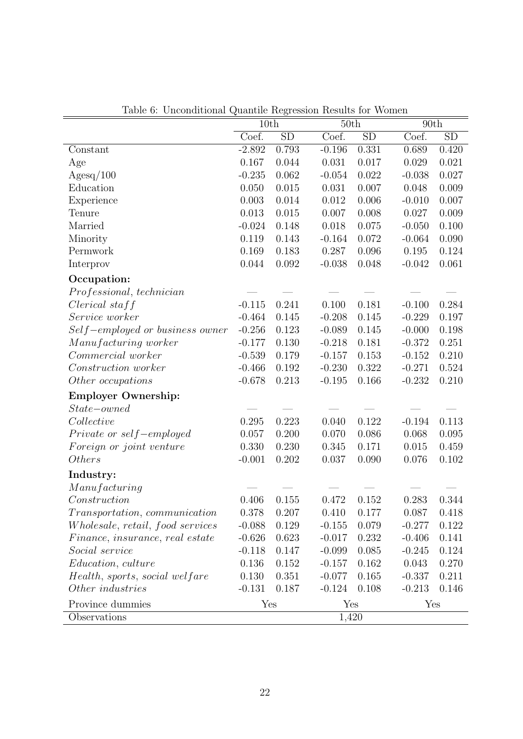Table 6: Unconditional Quantile Regression Results for Women

| | 10th | | 50th | | 90th | |
|---|---|---|---|---|---|---|
| | Coef. | SD | Coef. | SD | Coef. | SD |
| Constant | -2.892 | 0.793 | -0.196 | 0.331 | 0.689 | 0.420 |
| Age | 0.167 | 0.044 | 0.031 | 0.017 | 0.029 | 0.021 |
| Agesq/100 | -0.235 | 0.062 | -0.054 | 0.022 | -0.038 | 0.027 |
| Education | 0.050 | 0.015 | 0.031 | 0.007 | 0.048 | 0.009 |
| Experience | 0.003 | 0.014 | 0.012 | 0.006 | -0.010 | 0.007 |
| Tenure | 0.013 | 0.015 | 0.007 | 0.008 | 0.027 | 0.009 |
| Married | -0.024 | 0.148 | 0.018 | 0.075 | -0.050 | 0.100 |
| Minority | 0.119 | 0.143 | -0.164 | 0.072 | -0.064 | 0.090 |
| Permwork | 0.169 | 0.183 | 0.287 | 0.096 | 0.195 | 0.124 |
| Interprov | 0.044 | 0.092 | -0.038 | 0.048 | -0.042 | 0.061 |
| **Occupation:** | | | | | | |
| *Professional, technician* | — | — | — | — | — | — |
| *Clerical staff* | -0.115 | 0.241 | 0.100 | 0.181 | -0.100 | 0.284 |
| *Service worker* | -0.464 | 0.145 | -0.208 | 0.145 | -0.229 | 0.197 |
| *Self−employed or business owner* | -0.256 | 0.123 | -0.089 | 0.145 | -0.000 | 0.198 |
| *Manufacturing worker* | -0.177 | 0.130 | -0.218 | 0.181 | -0.372 | 0.251 |
| *Commercial worker* | -0.539 | 0.179 | -0.157 | 0.153 | -0.152 | 0.210 |
| *Construction worker* | -0.466 | 0.192 | -0.230 | 0.322 | -0.271 | 0.524 |
| *Other occupations* | -0.678 | 0.213 | -0.195 | 0.166 | -0.232 | 0.210 |
| **Employer Ownership:** | | | | | | |
| *State−owned* | — | — | — | — | — | — |
| *Collective* | 0.295 | 0.223 | 0.040 | 0.122 | -0.194 | 0.113 |
| *Private or self−employed* | 0.057 | 0.200 | 0.070 | 0.086 | 0.068 | 0.095 |
| *Foreign or joint venture* | 0.330 | 0.230 | 0.345 | 0.171 | 0.015 | 0.459 |
| *Others* | -0.001 | 0.202 | 0.037 | 0.090 | 0.076 | 0.102 |
| **Industry:** | | | | | | |
| *Manufacturing* | — | — | — | — | — | — |
| *Construction* | 0.406 | 0.155 | 0.472 | 0.152 | 0.283 | 0.344 |
| *Transportation, communication* | 0.378 | 0.207 | 0.410 | 0.177 | 0.087 | 0.418 |
| *Wholesale, retail, food services* | -0.088 | 0.129 | -0.155 | 0.079 | -0.277 | 0.122 |
| *Finance, insurance, real estate* | -0.626 | 0.623 | -0.017 | 0.232 | -0.406 | 0.141 |
| *Social service* | -0.118 | 0.147 | -0.099 | 0.085 | -0.245 | 0.124 |
| *Education, culture* | 0.136 | 0.152 | -0.157 | 0.162 | 0.043 | 0.270 |
| *Health, sports, social welfare* | 0.130 | 0.351 | -0.077 | 0.165 | -0.337 | 0.211 |
| *Other industries* | -0.131 | 0.187 | -0.124 | 0.108 | -0.213 | 0.146 |
| Province dummies | Yes | | Yes | | Yes | |
| Observations | | | 1,420 | | | |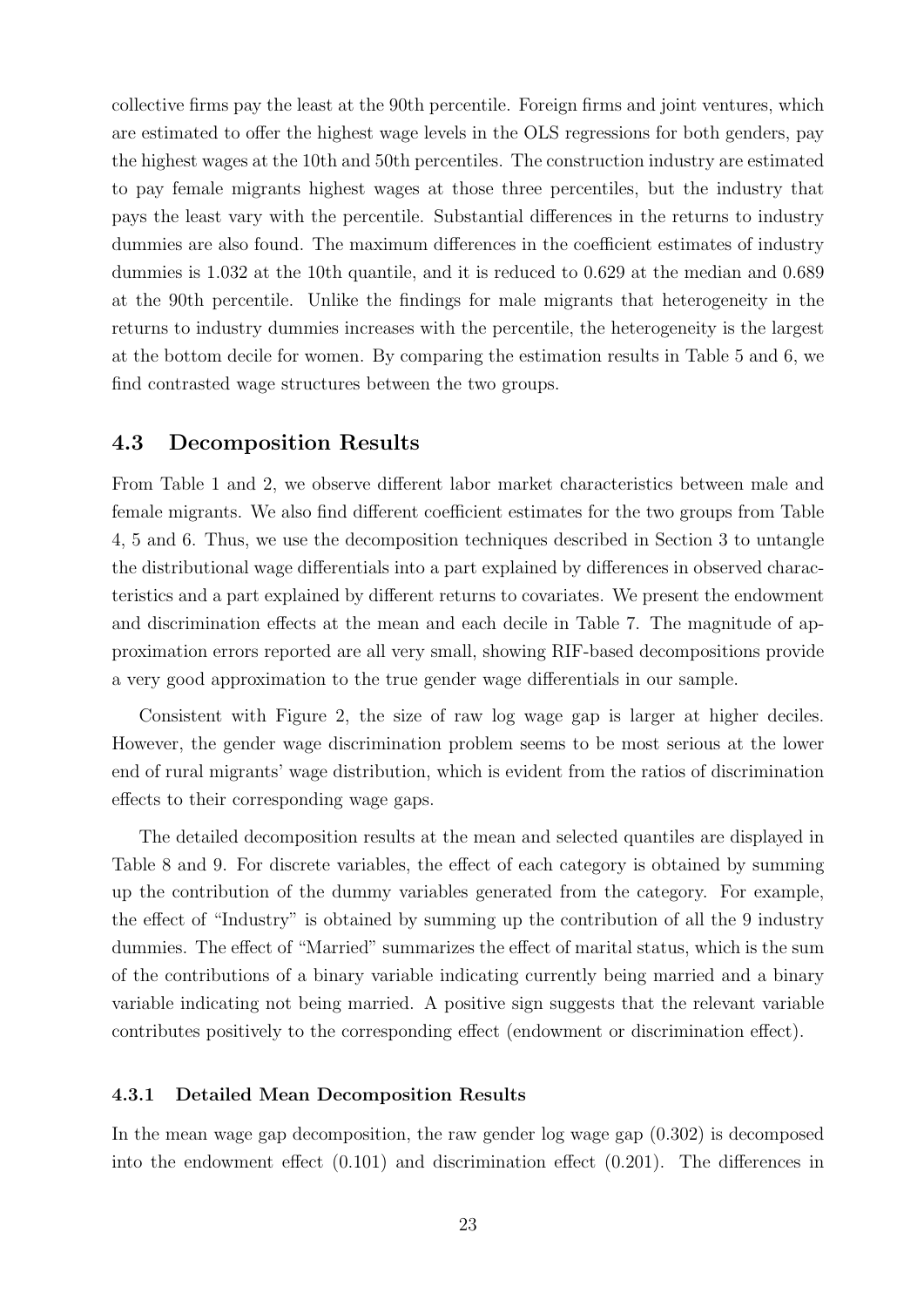collective firms pay the least at the 90th percentile. Foreign firms and joint ventures, which are estimated to offer the highest wage levels in the OLS regressions for both genders, pay the highest wages at the 10th and 50th percentiles. The construction industry are estimated to pay female migrants highest wages at those three percentiles, but the industry that pays the least vary with the percentile. Substantial differences in the returns to industry dummies are also found. The maximum differences in the coefficient estimates of industry dummies is 1.032 at the 10th quantile, and it is reduced to 0.629 at the median and 0.689 at the 90th percentile. Unlike the findings for male migrants that heterogeneity in the returns to industry dummies increases with the percentile, the heterogeneity is the largest at the bottom decile for women. By comparing the estimation results in Table 5 and 6, we find contrasted wage structures between the two groups.

## 4.3 Decomposition Results

From Table 1 and 2, we observe different labor market characteristics between male and female migrants. We also find different coefficient estimates for the two groups from Table 4, 5 and 6. Thus, we use the decomposition techniques described in Section 3 to untangle the distributional wage differentials into a part explained by differences in observed characteristics and a part explained by different returns to covariates. We present the endowment and discrimination effects at the mean and each decile in Table 7. The magnitude of approximation errors reported are all very small, showing RIF-based decompositions provide a very good approximation to the true gender wage differentials in our sample.

Consistent with Figure 2, the size of raw log wage gap is larger at higher deciles. However, the gender wage discrimination problem seems to be most serious at the lower end of rural migrants' wage distribution, which is evident from the ratios of discrimination effects to their corresponding wage gaps.

The detailed decomposition results at the mean and selected quantiles are displayed in Table 8 and 9. For discrete variables, the effect of each category is obtained by summing up the contribution of the dummy variables generated from the category. For example, the effect of "Industry" is obtained by summing up the contribution of all the 9 industry dummies. The effect of "Married" summarizes the effect of marital status, which is the sum of the contributions of a binary variable indicating currently being married and a binary variable indicating not being married. A positive sign suggests that the relevant variable contributes positively to the corresponding effect (endowment or discrimination effect).

### 4.3.1 Detailed Mean Decomposition Results

In the mean wage gap decomposition, the raw gender log wage gap (0.302) is decomposed into the endowment effect (0.101) and discrimination effect (0.201). The differences in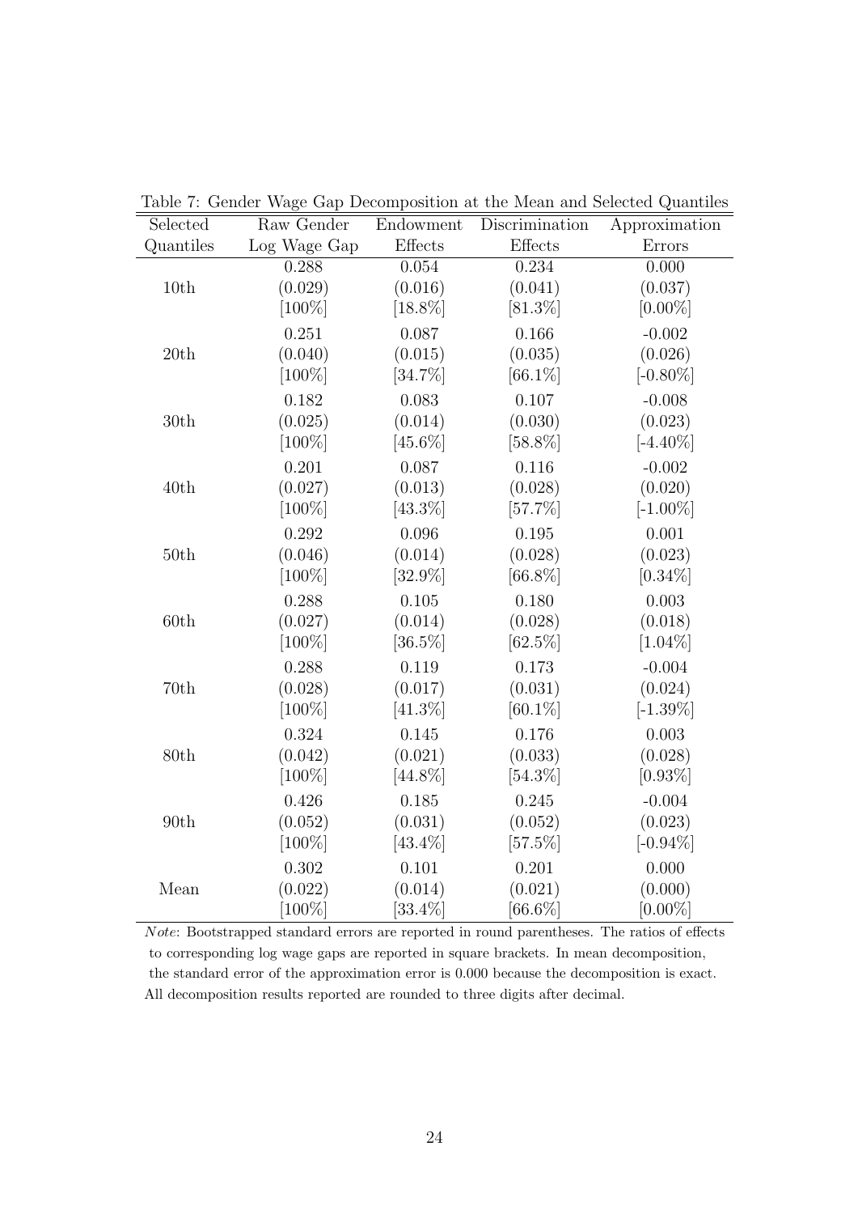Table 7: Gender Wage Gap Decomposition at the Mean and Selected Quantiles

| Selected Quantiles | Raw Gender Log Wage Gap | Endowment Effects | Discrimination Effects | Approximation Errors |
|---|---|---|---|---|
| 10th | 0.288 | 0.054 | 0.234 | 0.000 |
| | (0.029) | (0.016) | (0.041) | (0.037) |
| | [100%] | [18.8%] | [81.3%] | [0.00%] |
| 20th | 0.251 | 0.087 | 0.166 | -0.002 |
| | (0.040) | (0.015) | (0.035) | (0.026) |
| | [100%] | [34.7%] | [66.1%] | [-0.80%] |
| 30th | 0.182 | 0.083 | 0.107 | -0.008 |
| | (0.025) | (0.014) | (0.030) | (0.023) |
| | [100%] | [45.6%] | [58.8%] | [-4.40%] |
| 40th | 0.201 | 0.087 | 0.116 | -0.002 |
| | (0.027) | (0.013) | (0.028) | (0.020) |
| | [100%] | [43.3%] | [57.7%] | [-1.00%] |
| 50th | 0.292 | 0.096 | 0.195 | 0.001 |
| | (0.046) | (0.014) | (0.028) | (0.023) |
| | [100%] | [32.9%] | [66.8%] | [0.34%] |
| 60th | 0.288 | 0.105 | 0.180 | 0.003 |
| | (0.027) | (0.014) | (0.028) | (0.018) |
| | [100%] | [36.5%] | [62.5%] | [1.04%] |
| 70th | 0.288 | 0.119 | 0.173 | -0.004 |
| | (0.028) | (0.017) | (0.031) | (0.024) |
| | [100%] | [41.3%] | [60.1%] | [-1.39%] |
| 80th | 0.324 | 0.145 | 0.176 | 0.003 |
| | (0.042) | (0.021) | (0.033) | (0.028) |
| | [100%] | [44.8%] | [54.3%] | [0.93%] |
| 90th | 0.426 | 0.185 | 0.245 | -0.004 |
| | (0.052) | (0.031) | (0.052) | (0.023) |
| | [100%] | [43.4%] | [57.5%] | [-0.94%] |
| Mean | 0.302 | 0.101 | 0.201 | 0.000 |
| | (0.022) | (0.014) | (0.021) | (0.000) |
| | [100%] | [33.4%] | [66.6%] | [0.00%] |

*Note*: Bootstrapped standard errors are reported in round parentheses. The ratios of effects to corresponding log wage gaps are reported in square brackets. In mean decomposition, the standard error of the approximation error is 0.000 because the decomposition is exact. All decomposition results reported are rounded to three digits after decimal.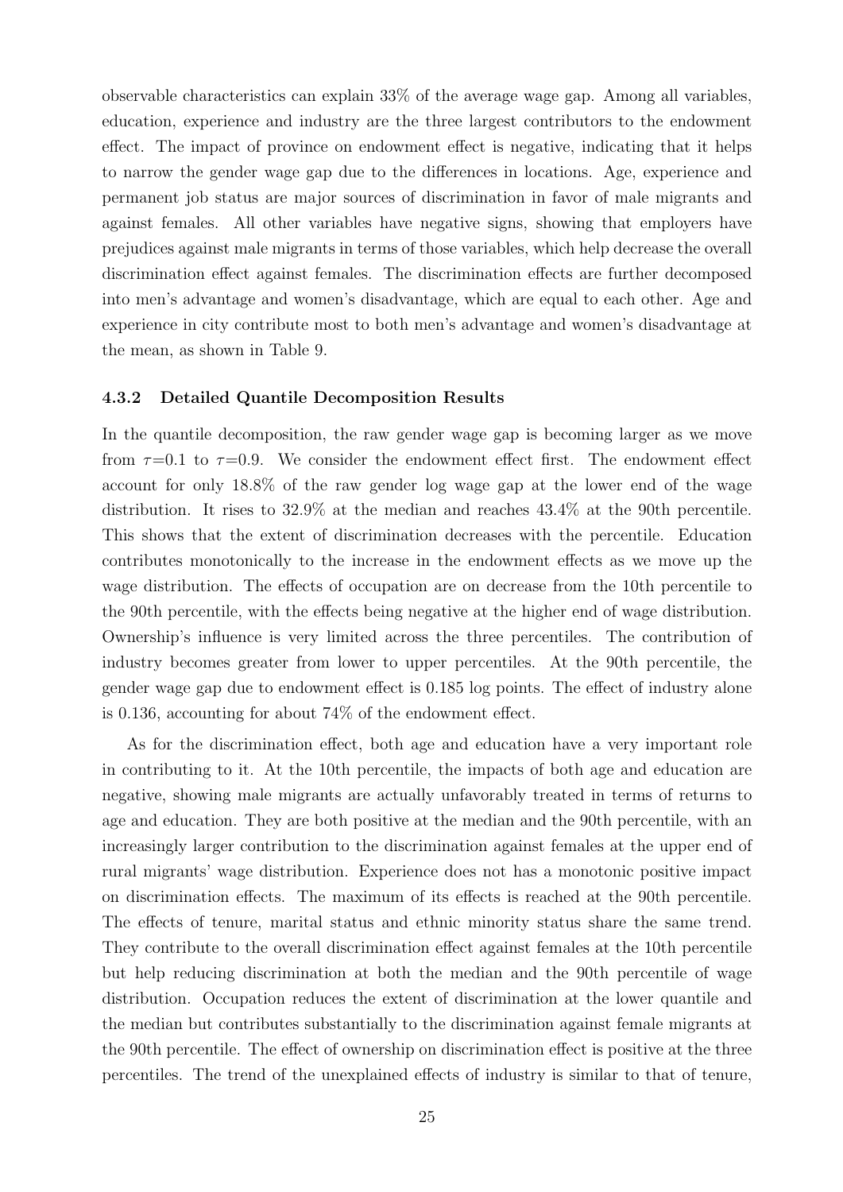observable characteristics can explain 33% of the average wage gap. Among all variables, education, experience and industry are the three largest contributors to the endowment effect. The impact of province on endowment effect is negative, indicating that it helps to narrow the gender wage gap due to the differences in locations. Age, experience and permanent job status are major sources of discrimination in favor of male migrants and against females. All other variables have negative signs, showing that employers have prejudices against male migrants in terms of those variables, which help decrease the overall discrimination effect against females. The discrimination effects are further decomposed into men's advantage and women's disadvantage, which are equal to each other. Age and experience in city contribute most to both men's advantage and women's disadvantage at the mean, as shown in Table 9.

### 4.3.2 Detailed Quantile Decomposition Results

In the quantile decomposition, the raw gender wage gap is becoming larger as we move from $\tau$=0.1 to $\tau$=0.9. We consider the endowment effect first. The endowment effect account for only 18.8% of the raw gender log wage gap at the lower end of the wage distribution. It rises to 32.9% at the median and reaches 43.4% at the 90th percentile. This shows that the extent of discrimination decreases with the percentile. Education contributes monotonically to the increase in the endowment effects as we move up the wage distribution. The effects of occupation are on decrease from the 10th percentile to the 90th percentile, with the effects being negative at the higher end of wage distribution. Ownership's influence is very limited across the three percentiles. The contribution of industry becomes greater from lower to upper percentiles. At the 90th percentile, the gender wage gap due to endowment effect is 0.185 log points. The effect of industry alone is 0.136, accounting for about 74% of the endowment effect.

As for the discrimination effect, both age and education have a very important role in contributing to it. At the 10th percentile, the impacts of both age and education are negative, showing male migrants are actually unfavorably treated in terms of returns to age and education. They are both positive at the median and the 90th percentile, with an increasingly larger contribution to the discrimination against females at the upper end of rural migrants' wage distribution. Experience does not has a monotonic positive impact on discrimination effects. The maximum of its effects is reached at the 90th percentile. The effects of tenure, marital status and ethnic minority status share the same trend. They contribute to the overall discrimination effect against females at the 10th percentile but help reducing discrimination at both the median and the 90th percentile of wage distribution. Occupation reduces the extent of discrimination at the lower quantile and the median but contributes substantially to the discrimination against female migrants at the 90th percentile. The effect of ownership on discrimination effect is positive at the three percentiles. The trend of the unexplained effects of industry is similar to that of tenure,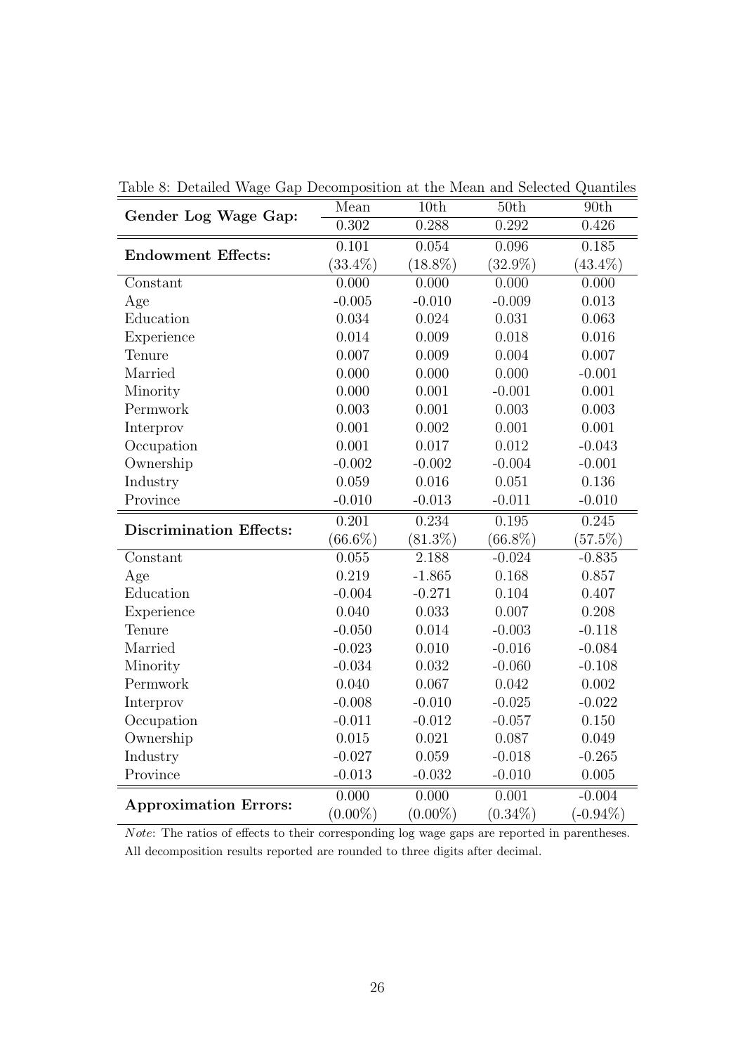Table 8: Detailed Wage Gap Decomposition at the Mean and Selected Quantiles

| **Gender Log Wage Gap:** | Mean | 10th | 50th | 90th |
|---|---|---|---|---|
| | 0.302 | 0.288 | 0.292 | 0.426 |
| **Endowment Effects:** | 0.101 | 0.054 | 0.096 | 0.185 |
| | (33.4%) | (18.8%) | (32.9%) | (43.4%) |
| Constant | 0.000 | 0.000 | 0.000 | 0.000 |
| Age | -0.005 | -0.010 | -0.009 | 0.013 |
| Education | 0.034 | 0.024 | 0.031 | 0.063 |
| Experience | 0.014 | 0.009 | 0.018 | 0.016 |
| Tenure | 0.007 | 0.009 | 0.004 | 0.007 |
| Married | 0.000 | 0.000 | 0.000 | -0.001 |
| Minority | 0.000 | 0.001 | -0.001 | 0.001 |
| Permwork | 0.003 | 0.001 | 0.003 | 0.003 |
| Interprov | 0.001 | 0.002 | 0.001 | 0.001 |
| Occupation | 0.001 | 0.017 | 0.012 | -0.043 |
| Ownership | -0.002 | -0.002 | -0.004 | -0.001 |
| Industry | 0.059 | 0.016 | 0.051 | 0.136 |
| Province | -0.010 | -0.013 | -0.011 | -0.010 |
| **Discrimination Effects:** | 0.201 | 0.234 | 0.195 | 0.245 |
| | (66.6%) | (81.3%) | (66.8%) | (57.5%) |
| Constant | 0.055 | 2.188 | -0.024 | -0.835 |
| Age | 0.219 | -1.865 | 0.168 | 0.857 |
| Education | -0.004 | -0.271 | 0.104 | 0.407 |
| Experience | 0.040 | 0.033 | 0.007 | 0.208 |
| Tenure | -0.050 | 0.014 | -0.003 | -0.118 |
| Married | -0.023 | 0.010 | -0.016 | -0.084 |
| Minority | -0.034 | 0.032 | -0.060 | -0.108 |
| Permwork | 0.040 | 0.067 | 0.042 | 0.002 |
| Interprov | -0.008 | -0.010 | -0.025 | -0.022 |
| Occupation | -0.011 | -0.012 | -0.057 | 0.150 |
| Ownership | 0.015 | 0.021 | 0.087 | 0.049 |
| Industry | -0.027 | 0.059 | -0.018 | -0.265 |
| Province | -0.013 | -0.032 | -0.010 | 0.005 |
| **Approximation Errors:** | 0.000 | 0.000 | 0.001 | -0.004 |
| | (0.00%) | (0.00%) | (0.34%) | (-0.94%) |

*Note*: The ratios of effects to their corresponding log wage gaps are reported in parentheses. All decomposition results reported are rounded to three digits after decimal.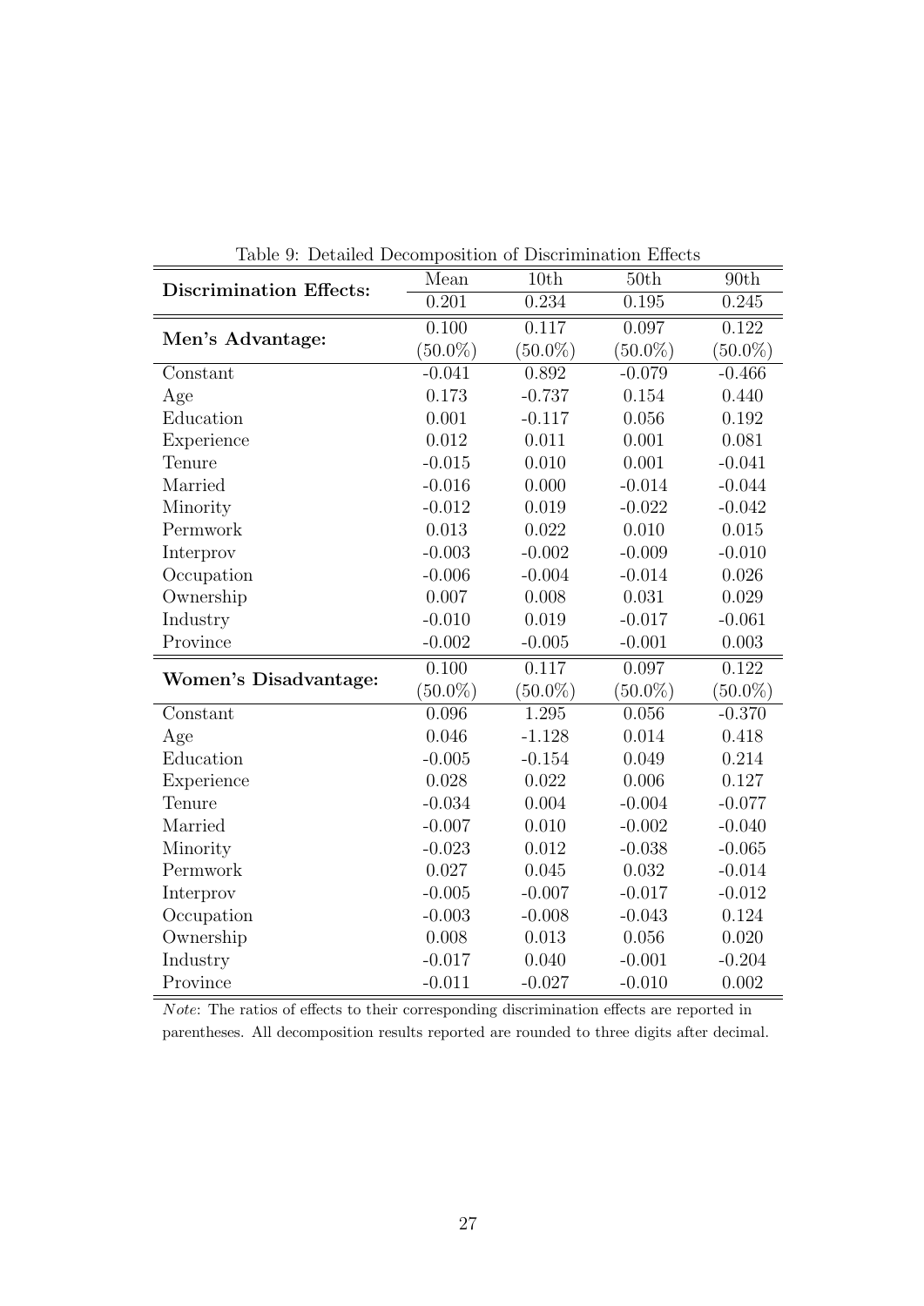Table 9: Detailed Decomposition of Discrimination Effects

| **Discrimination Effects:** | Mean | 10th | 50th | 90th |
|---|---|---|---|---|
| | 0.201 | 0.234 | 0.195 | 0.245 |
| **Men's Advantage:** | 0.100 | 0.117 | 0.097 | 0.122 |
| | (50.0%) | (50.0%) | (50.0%) | (50.0%) |
| Constant | -0.041 | 0.892 | -0.079 | -0.466 |
| Age | 0.173 | -0.737 | 0.154 | 0.440 |
| Education | 0.001 | -0.117 | 0.056 | 0.192 |
| Experience | 0.012 | 0.011 | 0.001 | 0.081 |
| Tenure | -0.015 | 0.010 | 0.001 | -0.041 |
| Married | -0.016 | 0.000 | -0.014 | -0.044 |
| Minority | -0.012 | 0.019 | -0.022 | -0.042 |
| Permwork | 0.013 | 0.022 | 0.010 | 0.015 |
| Interprov | -0.003 | -0.002 | -0.009 | -0.010 |
| Occupation | -0.006 | -0.004 | -0.014 | 0.026 |
| Ownership | 0.007 | 0.008 | 0.031 | 0.029 |
| Industry | -0.010 | 0.019 | -0.017 | -0.061 |
| Province | -0.002 | -0.005 | -0.001 | 0.003 |
| **Women's Disadvantage:** | 0.100 | 0.117 | 0.097 | 0.122 |
| | (50.0%) | (50.0%) | (50.0%) | (50.0%) |
| Constant | 0.096 | 1.295 | 0.056 | -0.370 |
| Age | 0.046 | -1.128 | 0.014 | 0.418 |
| Education | -0.005 | -0.154 | 0.049 | 0.214 |
| Experience | 0.028 | 0.022 | 0.006 | 0.127 |
| Tenure | -0.034 | 0.004 | -0.004 | -0.077 |
| Married | -0.007 | 0.010 | -0.002 | -0.040 |
| Minority | -0.023 | 0.012 | -0.038 | -0.065 |
| Permwork | 0.027 | 0.045 | 0.032 | -0.014 |
| Interprov | -0.005 | -0.007 | -0.017 | -0.012 |
| Occupation | -0.003 | -0.008 | -0.043 | 0.124 |
| Ownership | 0.008 | 0.013 | 0.056 | 0.020 |
| Industry | -0.017 | 0.040 | -0.001 | -0.204 |
| Province | -0.011 | -0.027 | -0.010 | 0.002 |

*Note*: The ratios of effects to their corresponding discrimination effects are reported in parentheses. All decomposition results reported are rounded to three digits after decimal.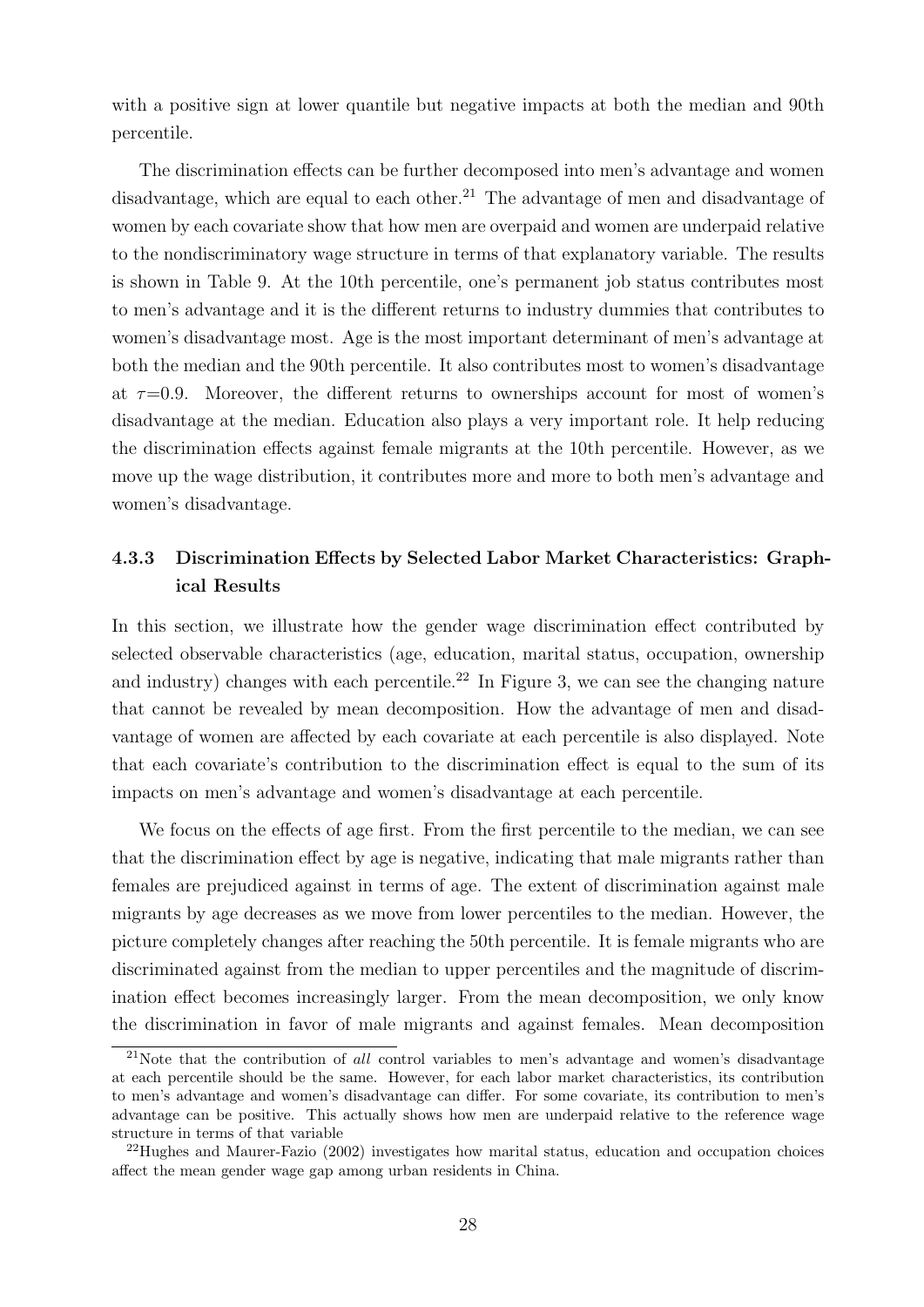with a positive sign at lower quantile but negative impacts at both the median and 90th percentile.

The discrimination effects can be further decomposed into men's advantage and women disadvantage, which are equal to each other.[21] The advantage of men and disadvantage of women by each covariate show that how men are overpaid and women are underpaid relative to the nondiscriminatory wage structure in terms of that explanatory variable. The results is shown in Table 9. At the 10th percentile, one's permanent job status contributes most to men's advantage and it is the different returns to industry dummies that contributes to women's disadvantage most. Age is the most important determinant of men's advantage at both the median and the 90th percentile. It also contributes most to women's disadvantage at $\tau$=0.9. Moreover, the different returns to ownerships account for most of women's disadvantage at the median. Education also plays a very important role. It help reducing the discrimination effects against female migrants at the 10th percentile. However, as we move up the wage distribution, it contributes more and more to both men's advantage and women's disadvantage.

### 4.3.3 Discrimination Effects by Selected Labor Market Characteristics: Graphical Results

In this section, we illustrate how the gender wage discrimination effect contributed by selected observable characteristics (age, education, marital status, occupation, ownership and industry) changes with each percentile.[22] In Figure 3, we can see the changing nature that cannot be revealed by mean decomposition. How the advantage of men and disadvantage of women are affected by each covariate at each percentile is also displayed. Note that each covariate's contribution to the discrimination effect is equal to the sum of its impacts on men's advantage and women's disadvantage at each percentile.

We focus on the effects of age first. From the first percentile to the median, we can see that the discrimination effect by age is negative, indicating that male migrants rather than females are prejudiced against in terms of age. The extent of discrimination against male migrants by age decreases as we move from lower percentiles to the median. However, the picture completely changes after reaching the 50th percentile. It is female migrants who are discriminated against from the median to upper percentiles and the magnitude of discrimination effect becomes increasingly larger. From the mean decomposition, we only know the discrimination in favor of male migrants and against females. Mean decomposition

[21] Note that the contribution of *all* control variables to men's advantage and women's disadvantage at each percentile should be the same. However, for each labor market characteristics, its contribution to men's advantage and women's disadvantage can differ. For some covariate, its contribution to men's advantage can be positive. This actually shows how men are underpaid relative to the reference wage structure in terms of that variable

[22] Hughes and Maurer-Fazio (2002) investigates how marital status, education and occupation choices affect the mean gender wage gap among urban residents in China.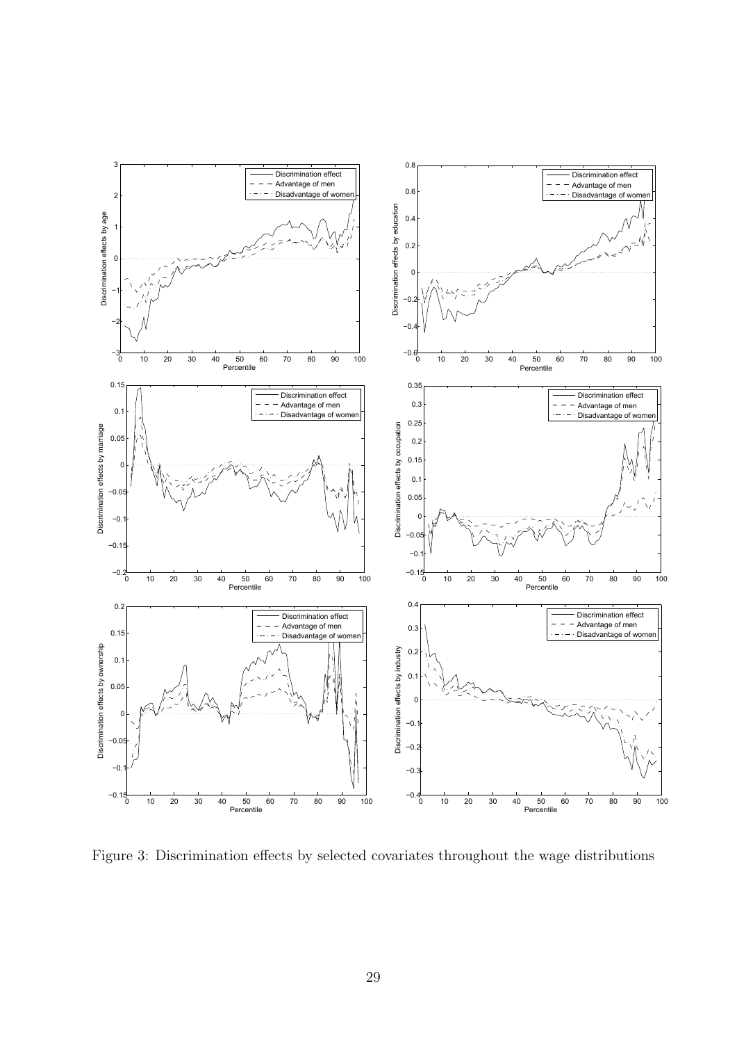Figure 3: Discrimination effects by selected covariates throughout the wage distributions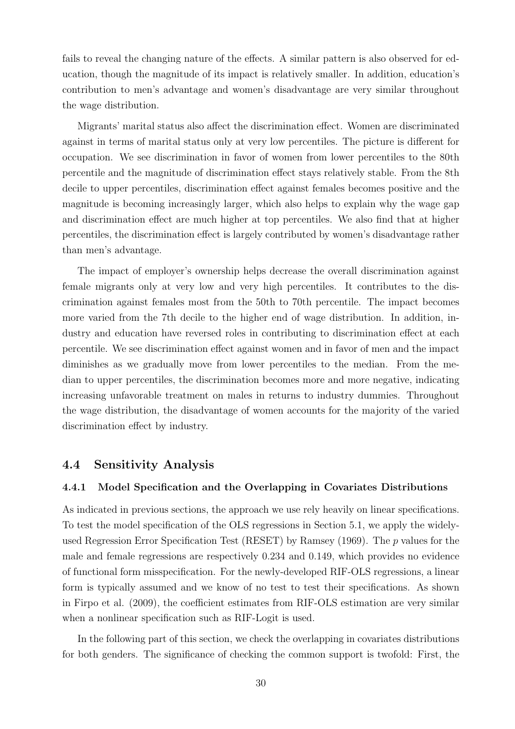fails to reveal the changing nature of the effects. A similar pattern is also observed for education, though the magnitude of its impact is relatively smaller. In addition, education's contribution to men's advantage and women's disadvantage are very similar throughout the wage distribution.

Migrants' marital status also affect the discrimination effect. Women are discriminated against in terms of marital status only at very low percentiles. The picture is different for occupation. We see discrimination in favor of women from lower percentiles to the 80th percentile and the magnitude of discrimination effect stays relatively stable. From the 8th decile to upper percentiles, discrimination effect against females becomes positive and the magnitude is becoming increasingly larger, which also helps to explain why the wage gap and discrimination effect are much higher at top percentiles. We also find that at higher percentiles, the discrimination effect is largely contributed by women's disadvantage rather than men's advantage.

The impact of employer's ownership helps decrease the overall discrimination against female migrants only at very low and very high percentiles. It contributes to the discrimination against females most from the 50th to 70th percentile. The impact becomes more varied from the 7th decile to the higher end of wage distribution. In addition, industry and education have reversed roles in contributing to discrimination effect at each percentile. We see discrimination effect against women and in favor of men and the impact diminishes as we gradually move from lower percentiles to the median. From the median to upper percentiles, the discrimination becomes more and more negative, indicating increasing unfavorable treatment on males in returns to industry dummies. Throughout the wage distribution, the disadvantage of women accounts for the majority of the varied discrimination effect by industry.

## 4.4 Sensitivity Analysis

### 4.4.1 Model Specification and the Overlapping in Covariates Distributions

As indicated in previous sections, the approach we use rely heavily on linear specifications. To test the model specification of the OLS regressions in Section 5.1, we apply the widely-used Regression Error Specification Test (RESET) by Ramsey (1969). The $p$ values for the male and female regressions are respectively 0.234 and 0.149, which provides no evidence of functional form misspecification. For the newly-developed RIF-OLS regressions, a linear form is typically assumed and we know of no test to test their specifications. As shown in Firpo et al. (2009), the coefficient estimates from RIF-OLS estimation are very similar when a nonlinear specification such as RIF-Logit is used.

In the following part of this section, we check the overlapping in covariates distributions for both genders. The significance of checking the common support is twofold: First, the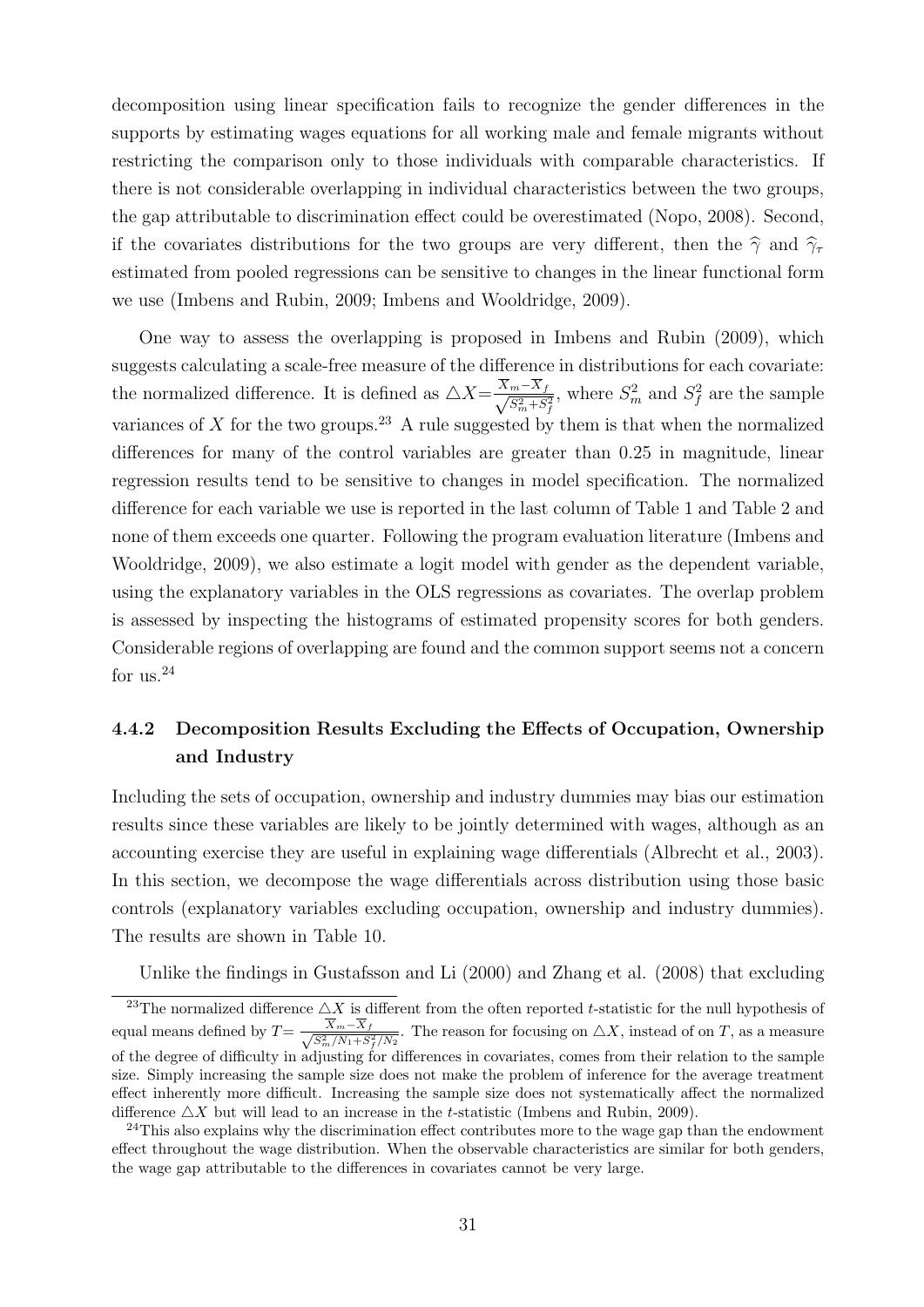decomposition using linear specification fails to recognize the gender differences in the supports by estimating wages equations for all working male and female migrants without restricting the comparison only to those individuals with comparable characteristics. If there is not considerable overlapping in individual characteristics between the two groups, the gap attributable to discrimination effect could be overestimated (Nopo, 2008). Second, if the covariates distributions for the two groups are very different, then the $\widehat{\gamma}$ and $\widehat{\gamma}_\tau$ estimated from pooled regressions can be sensitive to changes in the linear functional form we use (Imbens and Rubin, 2009; Imbens and Wooldridge, 2009).

One way to assess the overlapping is proposed in Imbens and Rubin (2009), which suggests calculating a scale-free measure of the difference in distributions for each covariate: the normalized difference. It is defined as $\triangle X = \frac{\overline{X}_m - \overline{X}_f}{\sqrt{S_m^2 + S_f^2}}$, where $S_m^2$ and $S_f^2$ are the sample variances of $X$ for the two groups.[23] A rule suggested by them is that when the normalized differences for many of the control variables are greater than 0.25 in magnitude, linear regression results tend to be sensitive to changes in model specification. The normalized difference for each variable we use is reported in the last column of Table 1 and Table 2 and none of them exceeds one quarter. Following the program evaluation literature (Imbens and Wooldridge, 2009), we also estimate a logit model with gender as the dependent variable, using the explanatory variables in the OLS regressions as covariates. The overlap problem is assessed by inspecting the histograms of estimated propensity scores for both genders. Considerable regions of overlapping are found and the common support seems not a concern for us.[24]

### 4.4.2 Decomposition Results Excluding the Effects of Occupation, Ownership and Industry

Including the sets of occupation, ownership and industry dummies may bias our estimation results since these variables are likely to be jointly determined with wages, although as an accounting exercise they are useful in explaining wage differentials (Albrecht et al., 2003). In this section, we decompose the wage differentials across distribution using those basic controls (explanatory variables excluding occupation, ownership and industry dummies). The results are shown in Table 10.

Unlike the findings in Gustafsson and Li (2000) and Zhang et al. (2008) that excluding

[23] The normalized difference $\triangle X$ is different from the often reported $t$-statistic for the null hypothesis of equal means defined by $T = \frac{\overline{X}_m - \overline{X}_f}{\sqrt{S_m^2/N_1 + S_f^2/N_2}}$. The reason for focusing on $\triangle X$, instead of on $T$, as a measure of the degree of difficulty in adjusting for differences in covariates, comes from their relation to the sample size. Simply increasing the sample size does not make the problem of inference for the average treatment effect inherently more difficult. Increasing the sample size does not systematically affect the normalized difference $\triangle X$ but will lead to an increase in the $t$-statistic (Imbens and Rubin, 2009).

[24] This also explains why the discrimination effect contributes more to the wage gap than the endowment effect throughout the wage distribution. When the observable characteristics are similar for both genders, the wage gap attributable to the differences in covariates cannot be very large.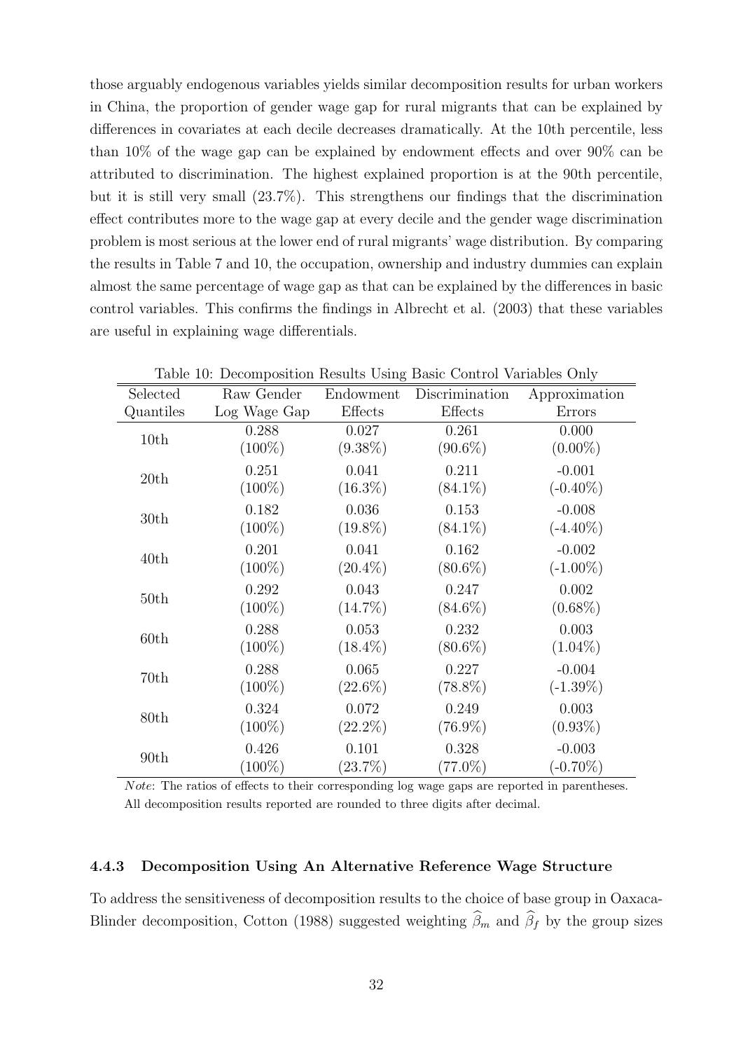those arguably endogenous variables yields similar decomposition results for urban workers in China, the proportion of gender wage gap for rural migrants that can be explained by differences in covariates at each decile decreases dramatically. At the 10th percentile, less than 10% of the wage gap can be explained by endowment effects and over 90% can be attributed to discrimination. The highest explained proportion is at the 90th percentile, but it is still very small (23.7%). This strengthens our findings that the discrimination effect contributes more to the wage gap at every decile and the gender wage discrimination problem is most serious at the lower end of rural migrants' wage distribution. By comparing the results in Table 7 and 10, the occupation, ownership and industry dummies can explain almost the same percentage of wage gap as that can be explained by the differences in basic control variables. This confirms the findings in Albrecht et al. (2003) that these variables are useful in explaining wage differentials.

Table 10: Decomposition Results Using Basic Control Variables Only

| Selected Quantiles | Raw Gender Log Wage Gap | Endowment Effects | Discrimination Effects | Approximation Errors |
|---|---|---|---|---|
| 10th | 0.288 | 0.027 | 0.261 | 0.000 |
| | (100%) | (9.38%) | (90.6%) | (0.00%) |
| 20th | 0.251 | 0.041 | 0.211 | -0.001 |
| | (100%) | (16.3%) | (84.1%) | (-0.40%) |
| 30th | 0.182 | 0.036 | 0.153 | -0.008 |
| | (100%) | (19.8%) | (84.1%) | (-4.40%) |
| 40th | 0.201 | 0.041 | 0.162 | -0.002 |
| | (100%) | (20.4%) | (80.6%) | (-1.00%) |
| 50th | 0.292 | 0.043 | 0.247 | 0.002 |
| | (100%) | (14.7%) | (84.6%) | (0.68%) |
| 60th | 0.288 | 0.053 | 0.232 | 0.003 |
| | (100%) | (18.4%) | (80.6%) | (1.04%) |
| 70th | 0.288 | 0.065 | 0.227 | -0.004 |
| | (100%) | (22.6%) | (78.8%) | (-1.39%) |
| 80th | 0.324 | 0.072 | 0.249 | 0.003 |
| | (100%) | (22.2%) | (76.9%) | (0.93%) |
| 90th | 0.426 | 0.101 | 0.328 | -0.003 |
| | (100%) | (23.7%) | (77.0%) | (-0.70%) |

*Note*: The ratios of effects to their corresponding log wage gaps are reported in parentheses. All decomposition results reported are rounded to three digits after decimal.

#### 4.4.3 Decomposition Using An Alternative Reference Wage Structure

To address the sensitiveness of decomposition results to the choice of base group in Oaxaca-Blinder decomposition, Cotton (1988) suggested weighting $\widehat{\beta}_m$ and $\widehat{\beta}_f$ by the group sizes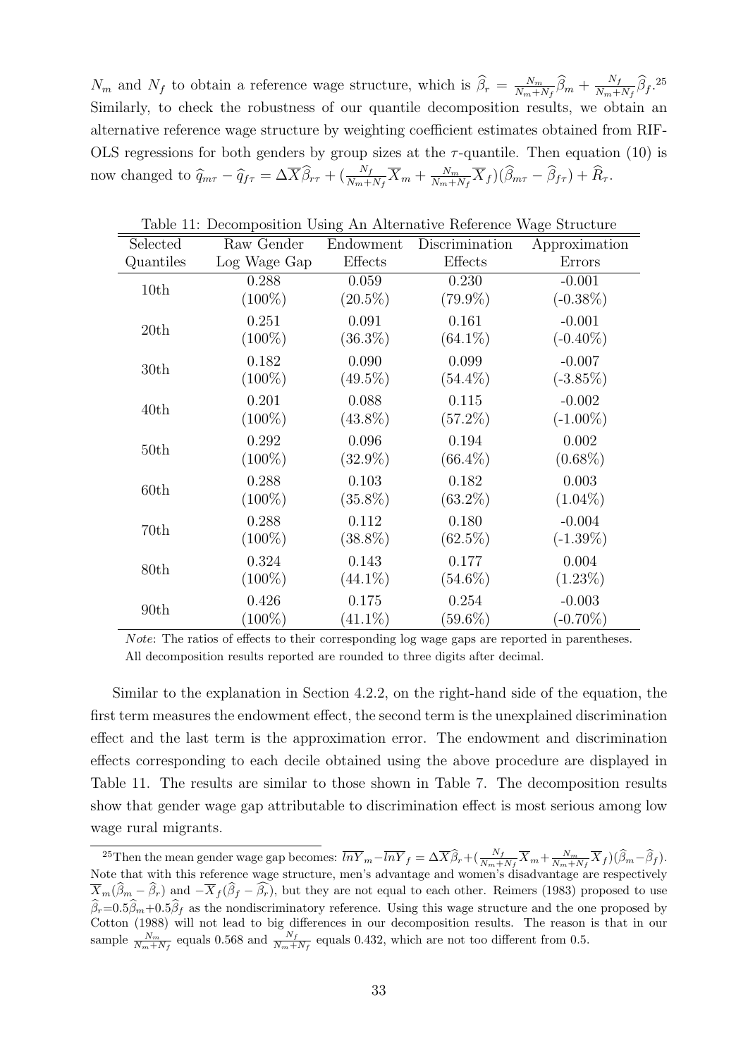$N_m$ and $N_f$ to obtain a reference wage structure, which is $\widehat{\beta}_r = \frac{N_m}{N_m+N_f}\widehat{\beta}_m + \frac{N_f}{N_m+N_f}\widehat{\beta}_f$.[25] Similarly, to check the robustness of our quantile decomposition results, we obtain an alternative reference wage structure by weighting coefficient estimates obtained from RIF-OLS regressions for both genders by group sizes at the $\tau$-quantile. Then equation (10) is now changed to $\widehat{q}_{m\tau} - \widehat{q}_{f\tau} = \Delta\overline{X}\widehat{\beta}_{r\tau} + (\frac{N_f}{N_m+N_f}\overline{X}_m + \frac{N_m}{N_m+N_f}\overline{X}_f)(\widehat{\beta}_{m\tau} - \widehat{\beta}_{f\tau}) + \widehat{R}_\tau$.

Table 11: Decomposition Using An Alternative Reference Wage Structure

| Selected Quantiles | Raw Gender Log Wage Gap | Endowment Effects | Discrimination Effects | Approximation Errors |
|---|---|---|---|---|
| 10th | 0.288 | 0.059 | 0.230 | -0.001 |
| | (100%) | (20.5%) | (79.9%) | (-0.38%) |
| 20th | 0.251 | 0.091 | 0.161 | -0.001 |
| | (100%) | (36.3%) | (64.1%) | (-0.40%) |
| 30th | 0.182 | 0.090 | 0.099 | -0.007 |
| | (100%) | (49.5%) | (54.4%) | (-3.85%) |
| 40th | 0.201 | 0.088 | 0.115 | -0.002 |
| | (100%) | (43.8%) | (57.2%) | (-1.00%) |
| 50th | 0.292 | 0.096 | 0.194 | 0.002 |
| | (100%) | (32.9%) | (66.4%) | (0.68%) |
| 60th | 0.288 | 0.103 | 0.182 | 0.003 |
| | (100%) | (35.8%) | (63.2%) | (1.04%) |
| 70th | 0.288 | 0.112 | 0.180 | -0.004 |
| | (100%) | (38.8%) | (62.5%) | (-1.39%) |
| 80th | 0.324 | 0.143 | 0.177 | 0.004 |
| | (100%) | (44.1%) | (54.6%) | (1.23%) |
| 90th | 0.426 | 0.175 | 0.254 | -0.003 |
| | (100%) | (41.1%) | (59.6%) | (-0.70%) |

*Note*: The ratios of effects to their corresponding log wage gaps are reported in parentheses. All decomposition results reported are rounded to three digits after decimal.

Similar to the explanation in Section 4.2.2, on the right-hand side of the equation, the first term measures the endowment effect, the second term is the unexplained discrimination effect and the last term is the approximation error. The endowment and discrimination effects corresponding to each decile obtained using the above procedure are displayed in Table 11. The results are similar to those shown in Table 7. The decomposition results show that gender wage gap attributable to discrimination effect is most serious among low wage rural migrants.

[25] Then the mean gender wage gap becomes: $\overline{lnY}_m - \overline{lnY}_f = \Delta\overline{X}\widehat{\beta}_r + (\frac{N_f}{N_m+N_f}\overline{X}_m + \frac{N_m}{N_m+N_f}\overline{X}_f)(\widehat{\beta}_m - \widehat{\beta}_f)$. Note that with this reference wage structure, men's advantage and women's disadvantage are respectively $\overline{X}_m(\widehat{\beta}_m - \widehat{\beta}_r)$ and $-\overline{X}_f(\widehat{\beta}_f - \widehat{\beta}_r)$, but they are not equal to each other. Reimers (1983) proposed to use $\widehat{\beta}_r = 0.5\widehat{\beta}_m + 0.5\widehat{\beta}_f$ as the nondiscriminatory reference. Using this wage structure and the one proposed by Cotton (1988) will not lead to big differences in our decomposition results. The reason is that in our sample $\frac{N_m}{N_m+N_f}$ equals 0.568 and $\frac{N_f}{N_m+N_f}$ equals 0.432, which are not too different from 0.5.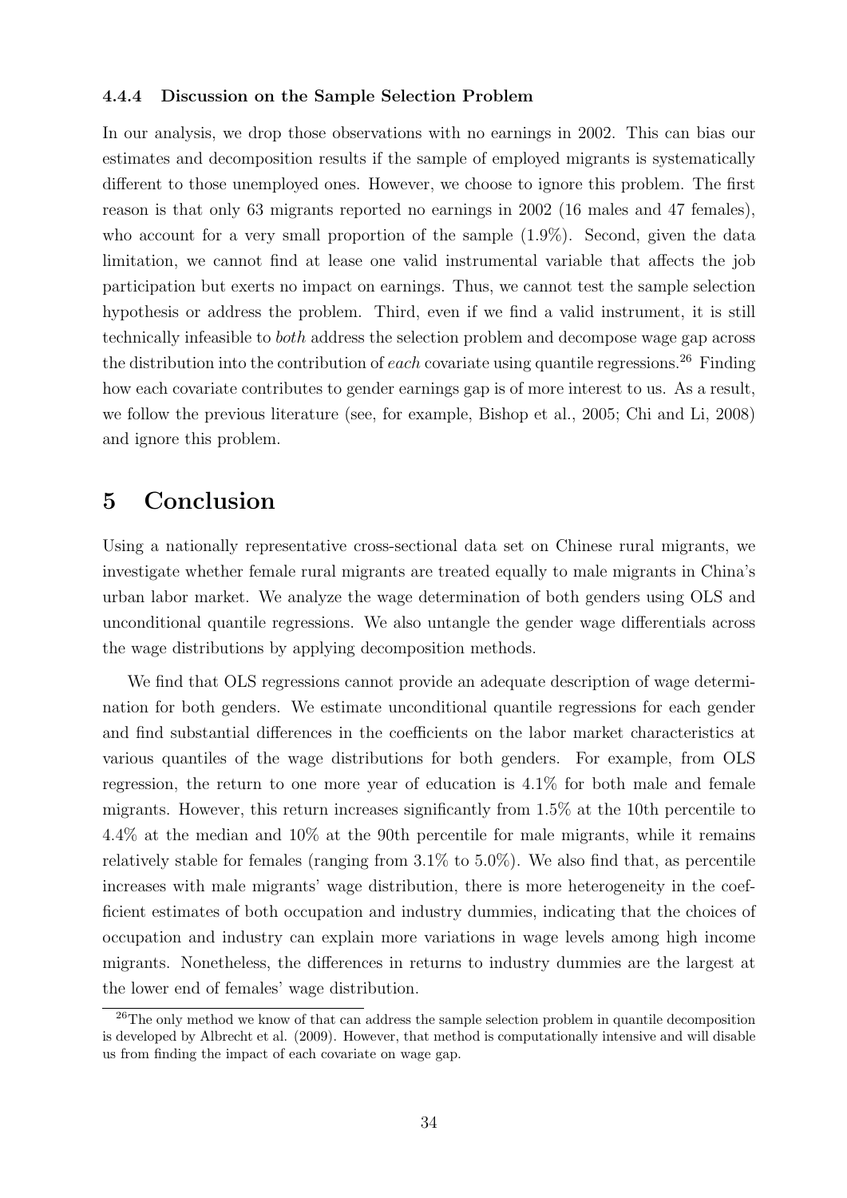#### 4.4.4 Discussion on the Sample Selection Problem

In our analysis, we drop those observations with no earnings in 2002. This can bias our estimates and decomposition results if the sample of employed migrants is systematically different to those unemployed ones. However, we choose to ignore this problem. The first reason is that only 63 migrants reported no earnings in 2002 (16 males and 47 females), who account for a very small proportion of the sample (1.9%). Second, given the data limitation, we cannot find at lease one valid instrumental variable that affects the job participation but exerts no impact on earnings. Thus, we cannot test the sample selection hypothesis or address the problem. Third, even if we find a valid instrument, it is still technically infeasible to *both* address the selection problem and decompose wage gap across the distribution into the contribution of *each* covariate using quantile regressions.[26] Finding how each covariate contributes to gender earnings gap is of more interest to us. As a result, we follow the previous literature (see, for example, Bishop et al., 2005; Chi and Li, 2008) and ignore this problem.

# 5 Conclusion

Using a nationally representative cross-sectional data set on Chinese rural migrants, we investigate whether female rural migrants are treated equally to male migrants in China's urban labor market. We analyze the wage determination of both genders using OLS and unconditional quantile regressions. We also untangle the gender wage differentials across the wage distributions by applying decomposition methods.

We find that OLS regressions cannot provide an adequate description of wage determination for both genders. We estimate unconditional quantile regressions for each gender and find substantial differences in the coefficients on the labor market characteristics at various quantiles of the wage distributions for both genders. For example, from OLS regression, the return to one more year of education is 4.1% for both male and female migrants. However, this return increases significantly from 1.5% at the 10th percentile to 4.4% at the median and 10% at the 90th percentile for male migrants, while it remains relatively stable for females (ranging from 3.1% to 5.0%). We also find that, as percentile increases with male migrants' wage distribution, there is more heterogeneity in the coefficient estimates of both occupation and industry dummies, indicating that the choices of occupation and industry can explain more variations in wage levels among high income migrants. Nonetheless, the differences in returns to industry dummies are the largest at the lower end of females' wage distribution.

[26] The only method we know of that can address the sample selection problem in quantile decomposition is developed by Albrecht et al. (2009). However, that method is computationally intensive and will disable us from finding the impact of each covariate on wage gap.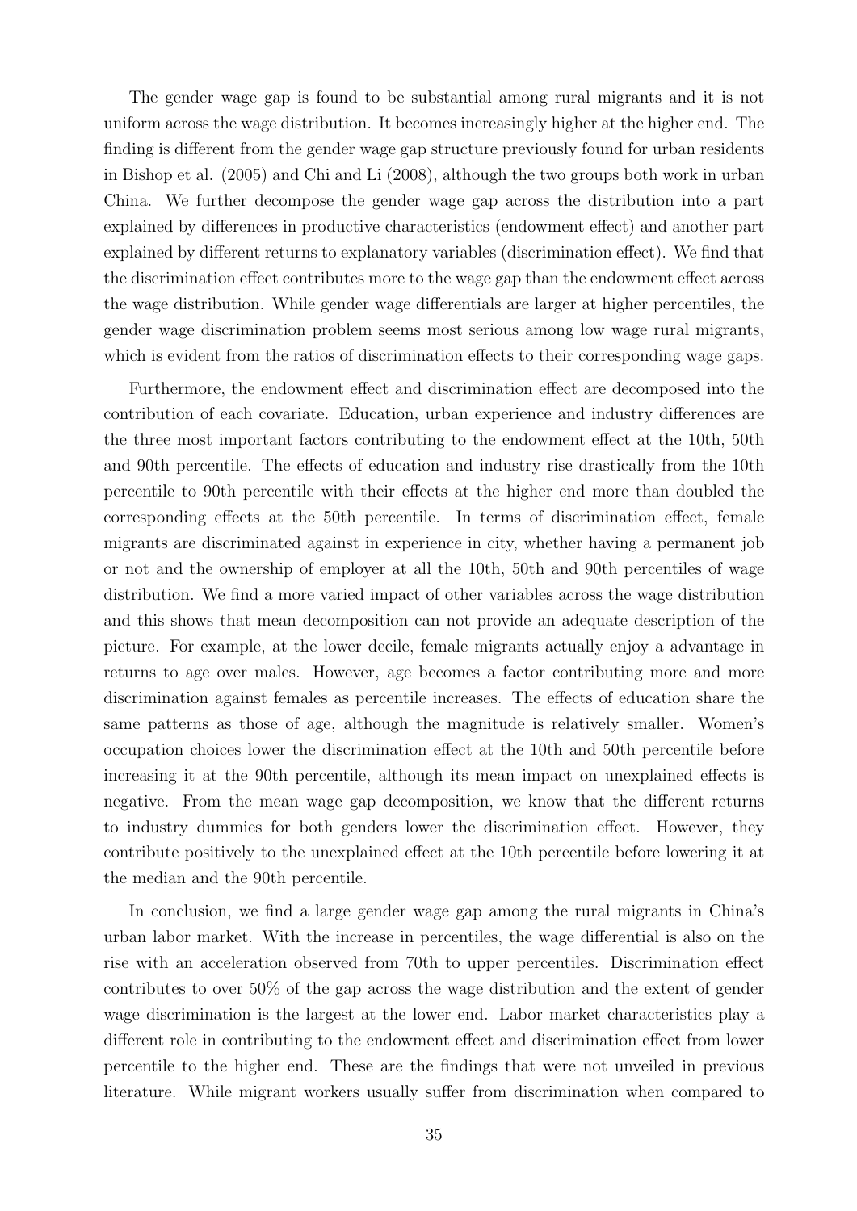The gender wage gap is found to be substantial among rural migrants and it is not uniform across the wage distribution. It becomes increasingly higher at the higher end. The finding is different from the gender wage gap structure previously found for urban residents in Bishop et al. (2005) and Chi and Li (2008), although the two groups both work in urban China. We further decompose the gender wage gap across the distribution into a part explained by differences in productive characteristics (endowment effect) and another part explained by different returns to explanatory variables (discrimination effect). We find that the discrimination effect contributes more to the wage gap than the endowment effect across the wage distribution. While gender wage differentials are larger at higher percentiles, the gender wage discrimination problem seems most serious among low wage rural migrants, which is evident from the ratios of discrimination effects to their corresponding wage gaps.

Furthermore, the endowment effect and discrimination effect are decomposed into the contribution of each covariate. Education, urban experience and industry differences are the three most important factors contributing to the endowment effect at the 10th, 50th and 90th percentile. The effects of education and industry rise drastically from the 10th percentile to 90th percentile with their effects at the higher end more than doubled the corresponding effects at the 50th percentile. In terms of discrimination effect, female migrants are discriminated against in experience in city, whether having a permanent job or not and the ownership of employer at all the 10th, 50th and 90th percentiles of wage distribution. We find a more varied impact of other variables across the wage distribution and this shows that mean decomposition can not provide an adequate description of the picture. For example, at the lower decile, female migrants actually enjoy a advantage in returns to age over males. However, age becomes a factor contributing more and more discrimination against females as percentile increases. The effects of education share the same patterns as those of age, although the magnitude is relatively smaller. Women's occupation choices lower the discrimination effect at the 10th and 50th percentile before increasing it at the 90th percentile, although its mean impact on unexplained effects is negative. From the mean wage gap decomposition, we know that the different returns to industry dummies for both genders lower the discrimination effect. However, they contribute positively to the unexplained effect at the 10th percentile before lowering it at the median and the 90th percentile.

In conclusion, we find a large gender wage gap among the rural migrants in China's urban labor market. With the increase in percentiles, the wage differential is also on the rise with an acceleration observed from 70th to upper percentiles. Discrimination effect contributes to over 50% of the gap across the wage distribution and the extent of gender wage discrimination is the largest at the lower end. Labor market characteristics play a different role in contributing to the endowment effect and discrimination effect from lower percentile to the higher end. These are the findings that were not unveiled in previous literature. While migrant workers usually suffer from discrimination when compared to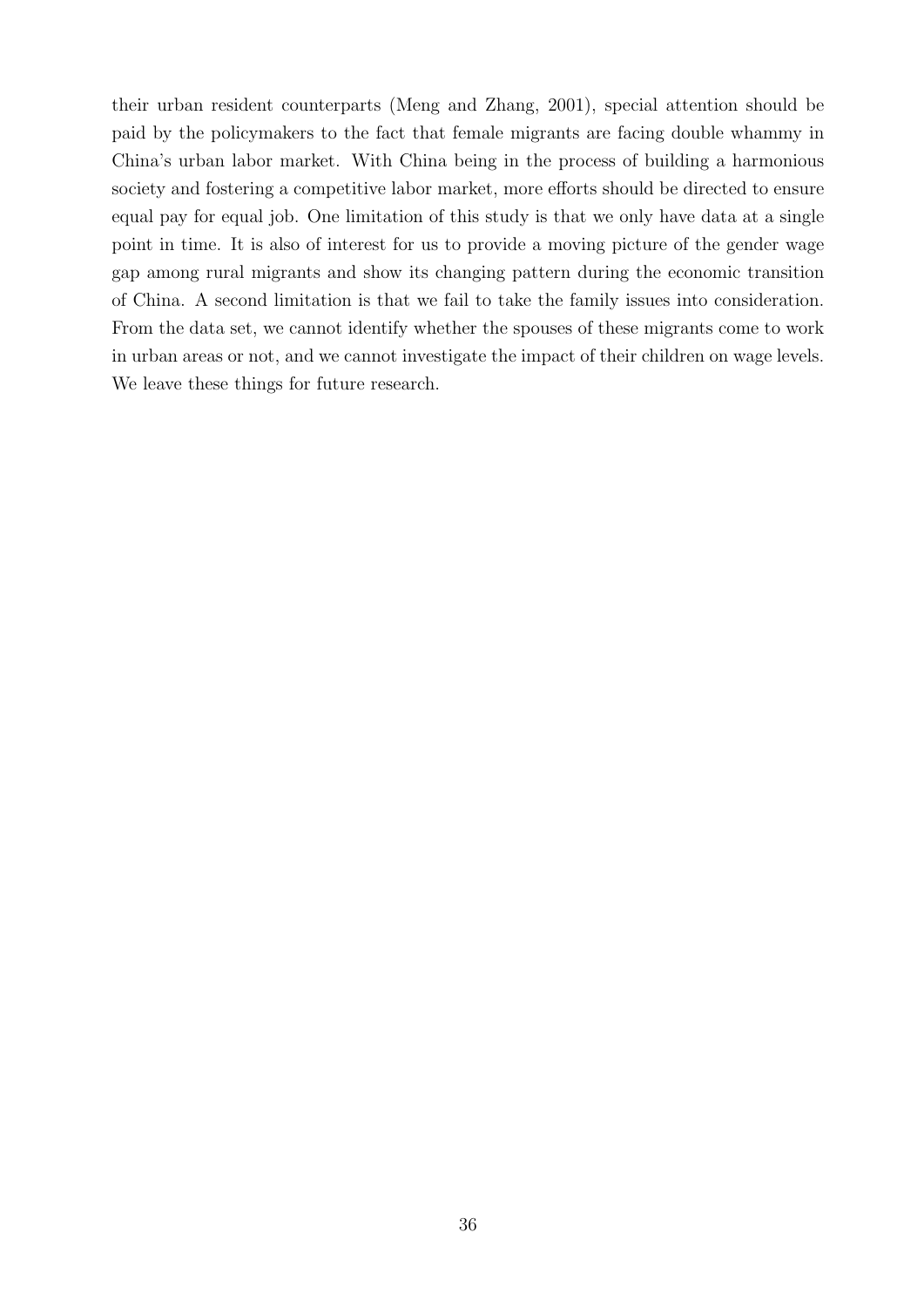their urban resident counterparts (Meng and Zhang, 2001), special attention should be paid by the policymakers to the fact that female migrants are facing double whammy in China's urban labor market. With China being in the process of building a harmonious society and fostering a competitive labor market, more efforts should be directed to ensure equal pay for equal job. One limitation of this study is that we only have data at a single point in time. It is also of interest for us to provide a moving picture of the gender wage gap among rural migrants and show its changing pattern during the economic transition of China. A second limitation is that we fail to take the family issues into consideration. From the data set, we cannot identify whether the spouses of these migrants come to work in urban areas or not, and we cannot investigate the impact of their children on wage levels. We leave these things for future research.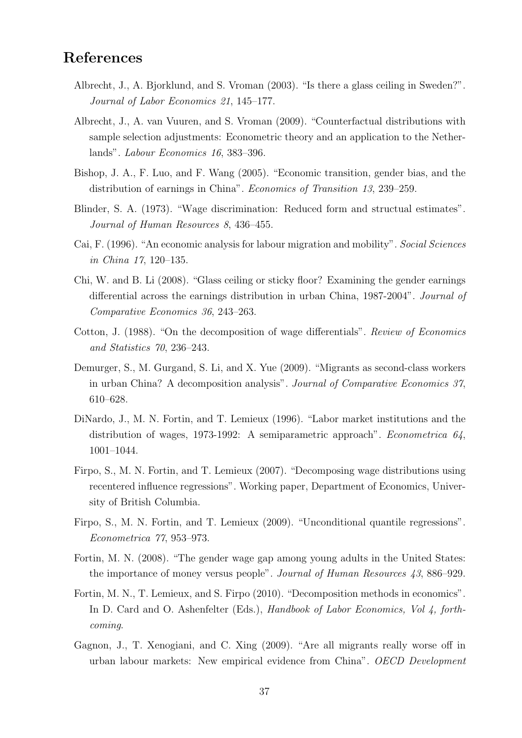# References

Albrecht, J., A. Bjorklund, and S. Vroman (2003). "Is there a glass ceiling in Sweden?". *Journal of Labor Economics 21*, 145–177.

Albrecht, J., A. van Vuuren, and S. Vroman (2009). "Counterfactual distributions with sample selection adjustments: Econometric theory and an application to the Netherlands". *Labour Economics 16*, 383–396.

Bishop, J. A., F. Luo, and F. Wang (2005). "Economic transition, gender bias, and the distribution of earnings in China". *Economics of Transition 13*, 239–259.

Blinder, S. A. (1973). "Wage discrimination: Reduced form and structual estimates". *Journal of Human Resources 8*, 436–455.

Cai, F. (1996). "An economic analysis for labour migration and mobility". *Social Sciences in China 17*, 120–135.

Chi, W. and B. Li (2008). "Glass ceiling or sticky floor? Examining the gender earnings differential across the earnings distribution in urban China, 1987-2004". *Journal of Comparative Economics 36*, 243–263.

Cotton, J. (1988). "On the decomposition of wage differentials". *Review of Economics and Statistics 70*, 236–243.

Demurger, S., M. Gurgand, S. Li, and X. Yue (2009). "Migrants as second-class workers in urban China? A decomposition analysis". *Journal of Comparative Economics 37*, 610–628.

DiNardo, J., M. N. Fortin, and T. Lemieux (1996). "Labor market institutions and the distribution of wages, 1973-1992: A semiparametric approach". *Econometrica 64*, 1001–1044.

Firpo, S., M. N. Fortin, and T. Lemieux (2007). "Decomposing wage distributions using recentered influence regressions". Working paper, Department of Economics, University of British Columbia.

Firpo, S., M. N. Fortin, and T. Lemieux (2009). "Unconditional quantile regressions". *Econometrica 77*, 953–973.

Fortin, M. N. (2008). "The gender wage gap among young adults in the United States: the importance of money versus people". *Journal of Human Resources 43*, 886–929.

Fortin, M. N., T. Lemieux, and S. Firpo (2010). "Decomposition methods in economics". In D. Card and O. Ashenfelter (Eds.), *Handbook of Labor Economics, Vol 4, forthcoming*.

Gagnon, J., T. Xenogiani, and C. Xing (2009). "Are all migrants really worse off in urban labour markets: New empirical evidence from China". *OECD Development*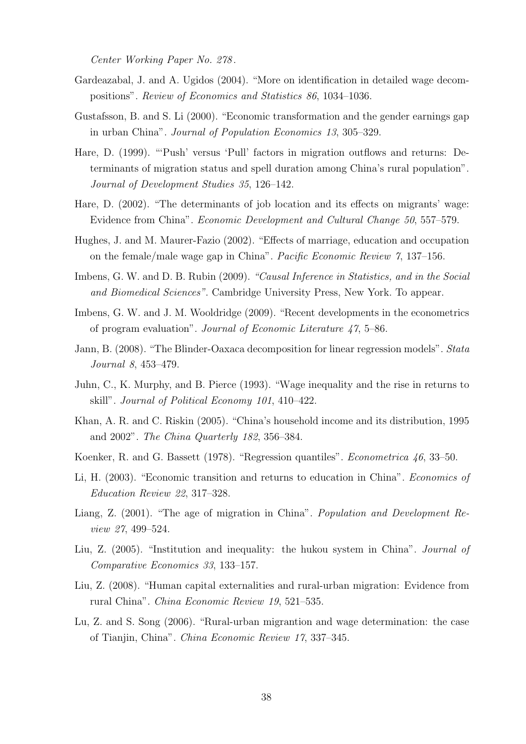*Center Working Paper No. 278*.

Gardeazabal, J. and A. Ugidos (2004). "More on identification in detailed wage decompositions". *Review of Economics and Statistics 86*, 1034–1036.

Gustafsson, B. and S. Li (2000). "Economic transformation and the gender earnings gap in urban China". *Journal of Population Economics 13*, 305–329.

Hare, D. (1999). "'Push' versus 'Pull' factors in migration outflows and returns: Determinants of migration status and spell duration among China's rural population". *Journal of Development Studies 35*, 126–142.

Hare, D. (2002). "The determinants of job location and its effects on migrants' wage: Evidence from China". *Economic Development and Cultural Change 50*, 557–579.

Hughes, J. and M. Maurer-Fazio (2002). "Effects of marriage, education and occupation on the female/male wage gap in China". *Pacific Economic Review 7*, 137–156.

Imbens, G. W. and D. B. Rubin (2009). *"Causal Inference in Statistics, and in the Social and Biomedical Sciences"*. Cambridge University Press, New York. To appear.

Imbens, G. W. and J. M. Wooldridge (2009). "Recent developments in the econometrics of program evaluation". *Journal of Economic Literature 47*, 5–86.

Jann, B. (2008). "The Blinder-Oaxaca decomposition for linear regression models". *Stata Journal 8*, 453–479.

Juhn, C., K. Murphy, and B. Pierce (1993). "Wage inequality and the rise in returns to skill". *Journal of Political Economy 101*, 410–422.

Khan, A. R. and C. Riskin (2005). "China's household income and its distribution, 1995 and 2002". *The China Quarterly 182*, 356–384.

Koenker, R. and G. Bassett (1978). "Regression quantiles". *Econometrica 46*, 33–50.

Li, H. (2003). "Economic transition and returns to education in China". *Economics of Education Review 22*, 317–328.

Liang, Z. (2001). "The age of migration in China". *Population and Development Review 27*, 499–524.

Liu, Z. (2005). "Institution and inequality: the hukou system in China". *Journal of Comparative Economics 33*, 133–157.

Liu, Z. (2008). "Human capital externalities and rural-urban migration: Evidence from rural China". *China Economic Review 19*, 521–535.

Lu, Z. and S. Song (2006). "Rural-urban migrantion and wage determination: the case of Tianjin, China". *China Economic Review 17*, 337–345.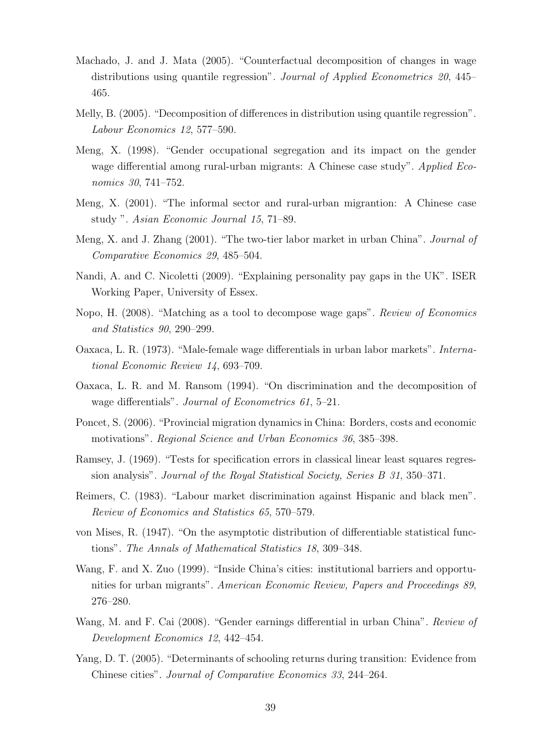Machado, J. and J. Mata (2005). "Counterfactual decomposition of changes in wage distributions using quantile regression". *Journal of Applied Econometrics 20*, 445–465.

Melly, B. (2005). "Decomposition of differences in distribution using quantile regression". *Labour Economics 12*, 577–590.

Meng, X. (1998). "Gender occupational segregation and its impact on the gender wage differential among rural-urban migrants: A Chinese case study". *Applied Economics 30*, 741–752.

Meng, X. (2001). "The informal sector and rural-urban migrantion: A Chinese case study ". *Asian Economic Journal 15*, 71–89.

Meng, X. and J. Zhang (2001). "The two-tier labor market in urban China". *Journal of Comparative Economics 29*, 485–504.

Nandi, A. and C. Nicoletti (2009). "Explaining personality pay gaps in the UK". ISER Working Paper, University of Essex.

Nopo, H. (2008). "Matching as a tool to decompose wage gaps". *Review of Economics and Statistics 90*, 290–299.

Oaxaca, L. R. (1973). "Male-female wage differentials in urban labor markets". *International Economic Review 14*, 693–709.

Oaxaca, L. R. and M. Ransom (1994). "On discrimination and the decomposition of wage differentials". *Journal of Econometrics 61*, 5–21.

Poncet, S. (2006). "Provincial migration dynamics in China: Borders, costs and economic motivations". *Regional Science and Urban Economics 36*, 385–398.

Ramsey, J. (1969). "Tests for specification errors in classical linear least squares regression analysis". *Journal of the Royal Statistical Society, Series B 31*, 350–371.

Reimers, C. (1983). "Labour market discrimination against Hispanic and black men". *Review of Economics and Statistics 65*, 570–579.

von Mises, R. (1947). "On the asymptotic distribution of differentiable statistical functions". *The Annals of Mathematical Statistics 18*, 309–348.

Wang, F. and X. Zuo (1999). "Inside China's cities: institutional barriers and opportunities for urban migrants". *American Economic Review, Papers and Proceedings 89*, 276–280.

Wang, M. and F. Cai (2008). "Gender earnings differential in urban China". *Review of Development Economics 12*, 442–454.

Yang, D. T. (2005). "Determinants of schooling returns during transition: Evidence from Chinese cities". *Journal of Comparative Economics 33*, 244–264.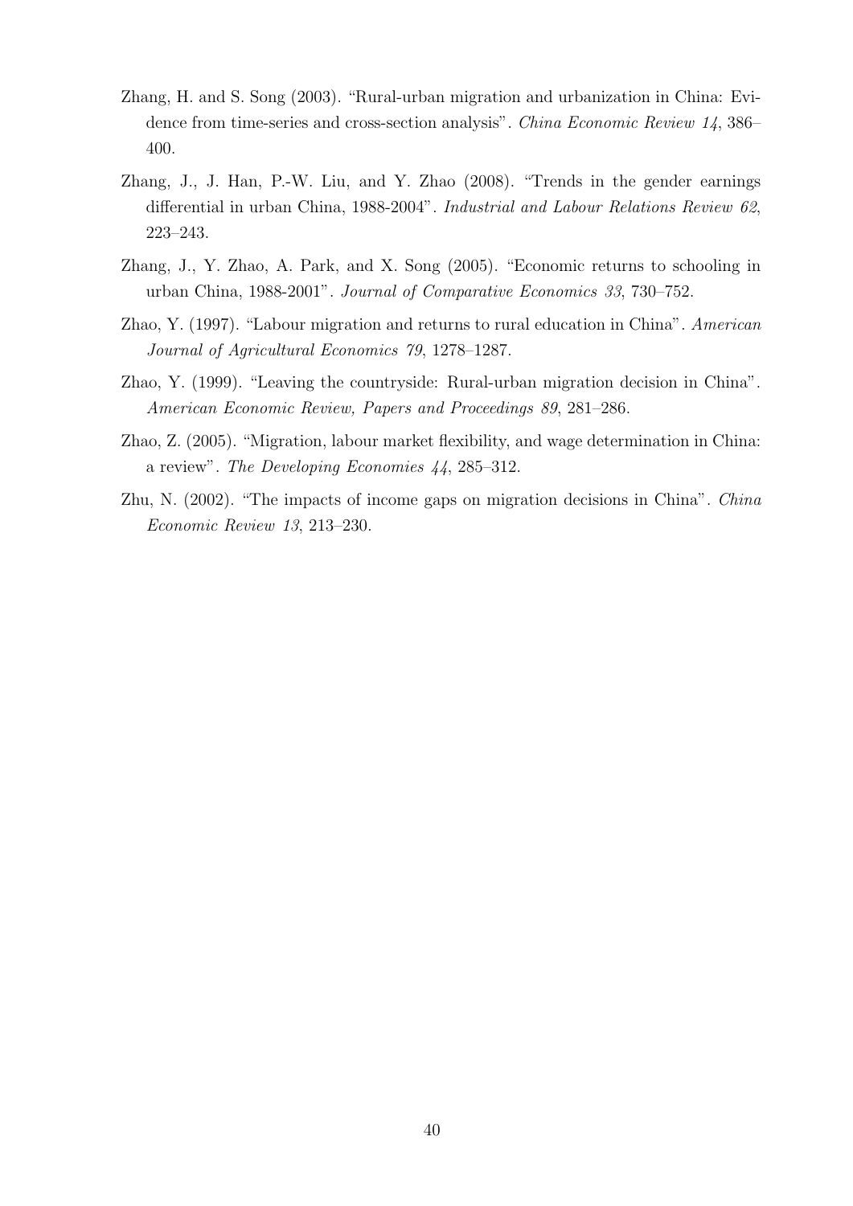Zhang, H. and S. Song (2003). "Rural-urban migration and urbanization in China: Evidence from time-series and cross-section analysis". *China Economic Review 14*, 386–400.

Zhang, J., J. Han, P.-W. Liu, and Y. Zhao (2008). "Trends in the gender earnings differential in urban China, 1988-2004". *Industrial and Labour Relations Review 62*, 223–243.

Zhang, J., Y. Zhao, A. Park, and X. Song (2005). "Economic returns to schooling in urban China, 1988-2001". *Journal of Comparative Economics 33*, 730–752.

Zhao, Y. (1997). "Labour migration and returns to rural education in China". *American Journal of Agricultural Economics 79*, 1278–1287.

Zhao, Y. (1999). "Leaving the countryside: Rural-urban migration decision in China". *American Economic Review, Papers and Proceedings 89*, 281–286.

Zhao, Z. (2005). "Migration, labour market flexibility, and wage determination in China: a review". *The Developing Economies 44*, 285–312.

Zhu, N. (2002). "The impacts of income gaps on migration decisions in China". *China Economic Review 13*, 213–230.